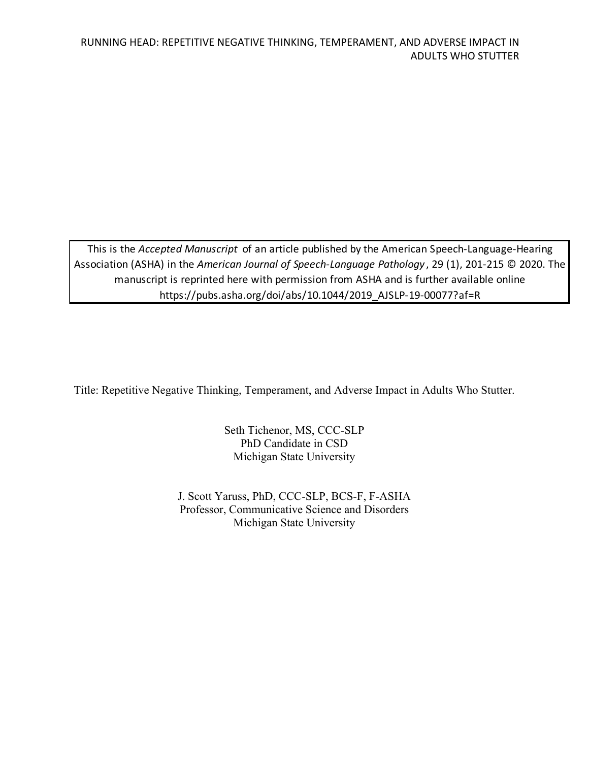This is the *Accepted Manuscript* of an article published by the American Speech-Language-Hearing Association (ASHA) in the *American Journal of Speech-Language Pathology*, 29 (1), 201-215 © 2020. The manuscript is reprinted here with permission from ASHA and is further available online https://pubs.asha.org/doi/abs/10.1044/2019_AJSLP-19-00077?af=R

Title: Repetitive Negative Thinking, Temperament, and Adverse Impact in Adults Who Stutter.

Seth Tichenor, MS, CCC-SLP
PhD Candidate in CSD
Michigan State University

J. Scott Yaruss, PhD, CCC-SLP, BCS-F, F-ASHA
Professor, Communicative Science and Disorders
Michigan State University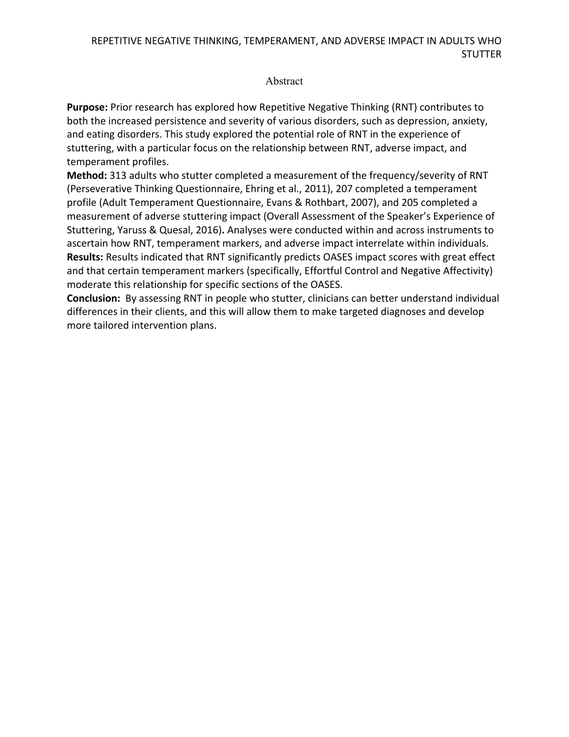# Abstract

**Purpose:** Prior research has explored how Repetitive Negative Thinking (RNT) contributes to both the increased persistence and severity of various disorders, such as depression, anxiety, and eating disorders. This study explored the potential role of RNT in the experience of stuttering, with a particular focus on the relationship between RNT, adverse impact, and temperament profiles.

**Method:** 313 adults who stutter completed a measurement of the frequency/severity of RNT (Perseverative Thinking Questionnaire, Ehring et al., 2011), 207 completed a temperament profile (Adult Temperament Questionnaire, Evans & Rothbart, 2007), and 205 completed a measurement of adverse stuttering impact (Overall Assessment of the Speaker's Experience of Stuttering, Yaruss & Quesal, 2016)**.** Analyses were conducted within and across instruments to ascertain how RNT, temperament markers, and adverse impact interrelate within individuals.

**Results:** Results indicated that RNT significantly predicts OASES impact scores with great effect and that certain temperament markers (specifically, Effortful Control and Negative Affectivity) moderate this relationship for specific sections of the OASES.

**Conclusion:** By assessing RNT in people who stutter, clinicians can better understand individual differences in their clients, and this will allow them to make targeted diagnoses and develop more tailored intervention plans.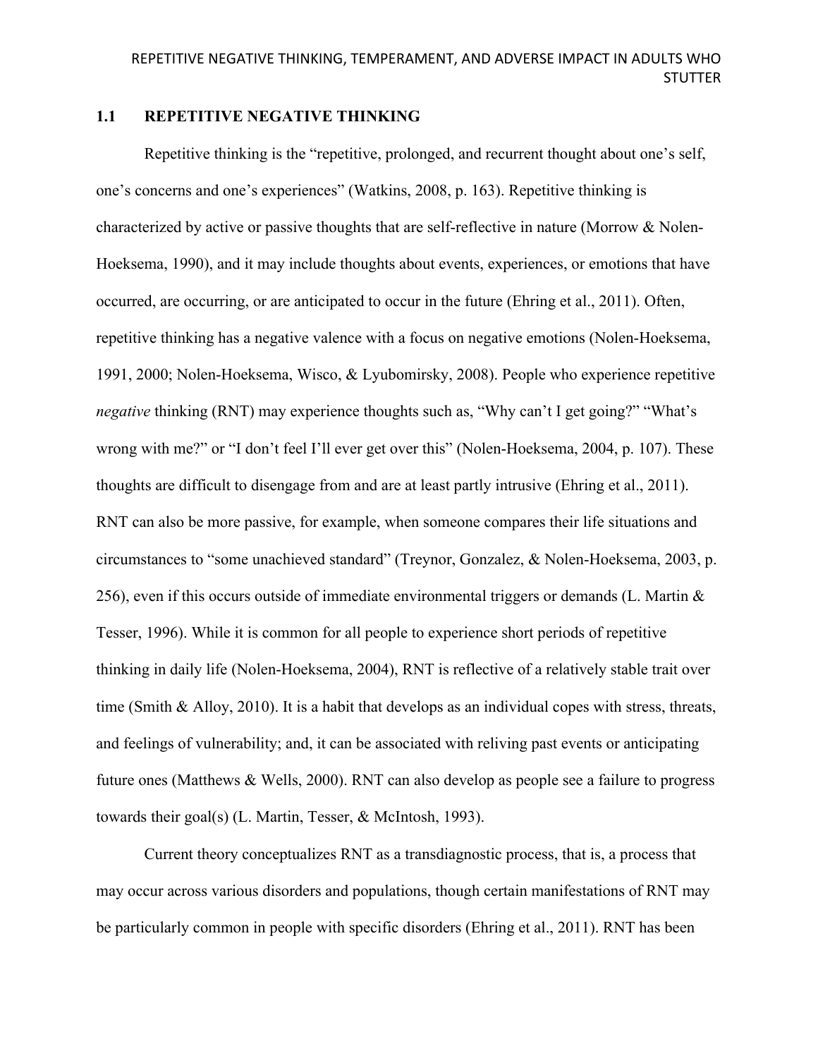## 1.1 REPETITIVE NEGATIVE THINKING

Repetitive thinking is the "repetitive, prolonged, and recurrent thought about one's self, one's concerns and one's experiences" (Watkins, 2008, p. 163). Repetitive thinking is characterized by active or passive thoughts that are self-reflective in nature (Morrow & Nolen-Hoeksema, 1990), and it may include thoughts about events, experiences, or emotions that have occurred, are occurring, or are anticipated to occur in the future (Ehring et al., 2011). Often, repetitive thinking has a negative valence with a focus on negative emotions (Nolen-Hoeksema, 1991, 2000; Nolen-Hoeksema, Wisco, & Lyubomirsky, 2008). People who experience repetitive *negative* thinking (RNT) may experience thoughts such as, "Why can't I get going?" "What's wrong with me?" or "I don't feel I'll ever get over this" (Nolen-Hoeksema, 2004, p. 107). These thoughts are difficult to disengage from and are at least partly intrusive (Ehring et al., 2011). RNT can also be more passive, for example, when someone compares their life situations and circumstances to "some unachieved standard" (Treynor, Gonzalez, & Nolen-Hoeksema, 2003, p. 256), even if this occurs outside of immediate environmental triggers or demands (L. Martin & Tesser, 1996). While it is common for all people to experience short periods of repetitive thinking in daily life (Nolen-Hoeksema, 2004), RNT is reflective of a relatively stable trait over time (Smith & Alloy, 2010). It is a habit that develops as an individual copes with stress, threats, and feelings of vulnerability; and, it can be associated with reliving past events or anticipating future ones (Matthews & Wells, 2000). RNT can also develop as people see a failure to progress towards their goal(s) (L. Martin, Tesser, & McIntosh, 1993).

Current theory conceptualizes RNT as a transdiagnostic process, that is, a process that may occur across various disorders and populations, though certain manifestations of RNT may be particularly common in people with specific disorders (Ehring et al., 2011). RNT has been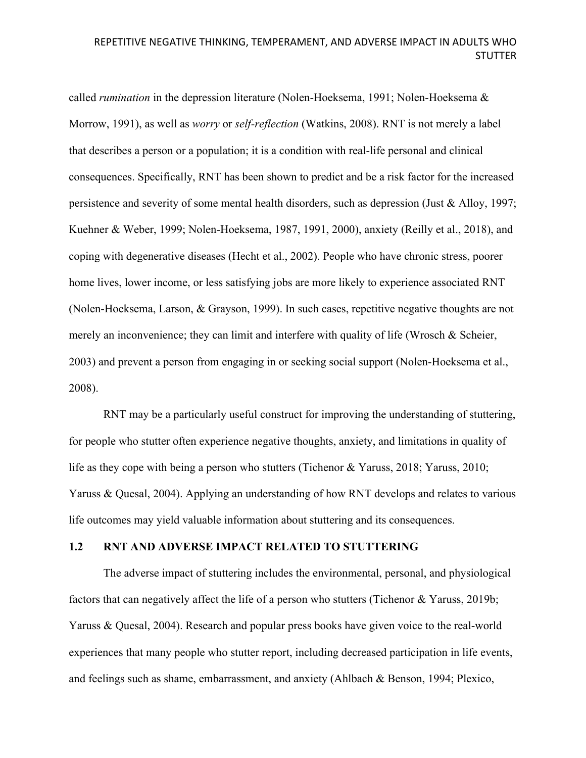called *rumination* in the depression literature (Nolen-Hoeksema, 1991; Nolen-Hoeksema & Morrow, 1991), as well as *worry* or *self-reflection* (Watkins, 2008). RNT is not merely a label that describes a person or a population; it is a condition with real-life personal and clinical consequences. Specifically, RNT has been shown to predict and be a risk factor for the increased persistence and severity of some mental health disorders, such as depression (Just & Alloy, 1997; Kuehner & Weber, 1999; Nolen-Hoeksema, 1987, 1991, 2000), anxiety (Reilly et al., 2018), and coping with degenerative diseases (Hecht et al., 2002). People who have chronic stress, poorer home lives, lower income, or less satisfying jobs are more likely to experience associated RNT (Nolen-Hoeksema, Larson, & Grayson, 1999). In such cases, repetitive negative thoughts are not merely an inconvenience; they can limit and interfere with quality of life (Wrosch & Scheier, 2003) and prevent a person from engaging in or seeking social support (Nolen-Hoeksema et al., 2008).

RNT may be a particularly useful construct for improving the understanding of stuttering, for people who stutter often experience negative thoughts, anxiety, and limitations in quality of life as they cope with being a person who stutters (Tichenor & Yaruss, 2018; Yaruss, 2010; Yaruss & Quesal, 2004). Applying an understanding of how RNT develops and relates to various life outcomes may yield valuable information about stuttering and its consequences.

## 1.2 RNT AND ADVERSE IMPACT RELATED TO STUTTERING

The adverse impact of stuttering includes the environmental, personal, and physiological factors that can negatively affect the life of a person who stutters (Tichenor & Yaruss, 2019b; Yaruss & Quesal, 2004). Research and popular press books have given voice to the real-world experiences that many people who stutter report, including decreased participation in life events, and feelings such as shame, embarrassment, and anxiety (Ahlbach & Benson, 1994; Plexico,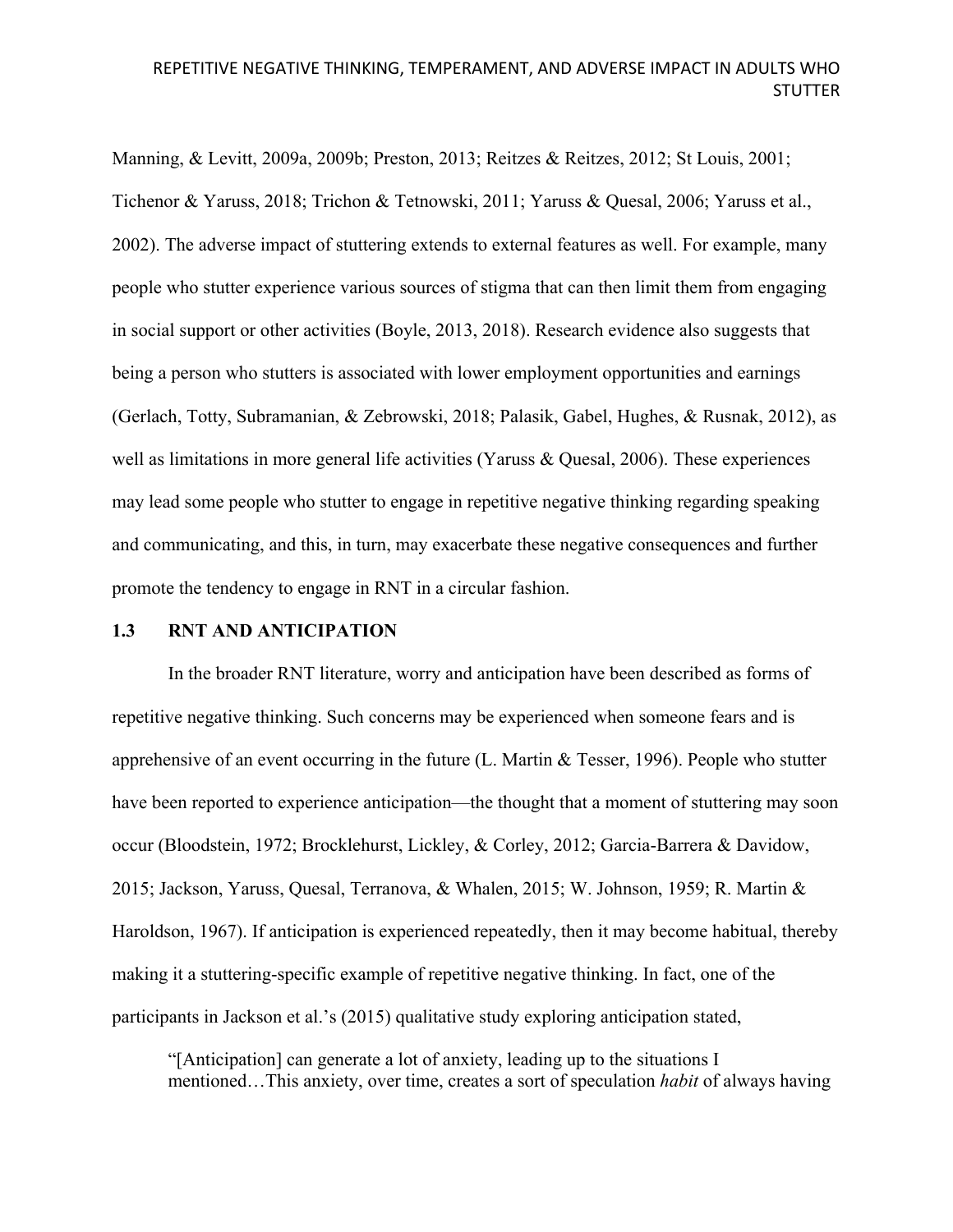Manning, & Levitt, 2009a, 2009b; Preston, 2013; Reitzes & Reitzes, 2012; St Louis, 2001; Tichenor & Yaruss, 2018; Trichon & Tetnowski, 2011; Yaruss & Quesal, 2006; Yaruss et al., 2002). The adverse impact of stuttering extends to external features as well. For example, many people who stutter experience various sources of stigma that can then limit them from engaging in social support or other activities (Boyle, 2013, 2018). Research evidence also suggests that being a person who stutters is associated with lower employment opportunities and earnings (Gerlach, Totty, Subramanian, & Zebrowski, 2018; Palasik, Gabel, Hughes, & Rusnak, 2012), as well as limitations in more general life activities (Yaruss & Quesal, 2006). These experiences may lead some people who stutter to engage in repetitive negative thinking regarding speaking and communicating, and this, in turn, may exacerbate these negative consequences and further promote the tendency to engage in RNT in a circular fashion.

## 1.3 RNT AND ANTICIPATION

In the broader RNT literature, worry and anticipation have been described as forms of repetitive negative thinking. Such concerns may be experienced when someone fears and is apprehensive of an event occurring in the future (L. Martin & Tesser, 1996). People who stutter have been reported to experience anticipation—the thought that a moment of stuttering may soon occur (Bloodstein, 1972; Brocklehurst, Lickley, & Corley, 2012; Garcia-Barrera & Davidow, 2015; Jackson, Yaruss, Quesal, Terranova, & Whalen, 2015; W. Johnson, 1959; R. Martin & Haroldson, 1967). If anticipation is experienced repeatedly, then it may become habitual, thereby making it a stuttering-specific example of repetitive negative thinking. In fact, one of the participants in Jackson et al.'s (2015) qualitative study exploring anticipation stated,

> "[Anticipation] can generate a lot of anxiety, leading up to the situations I mentioned…This anxiety, over time, creates a sort of speculation *habit* of always having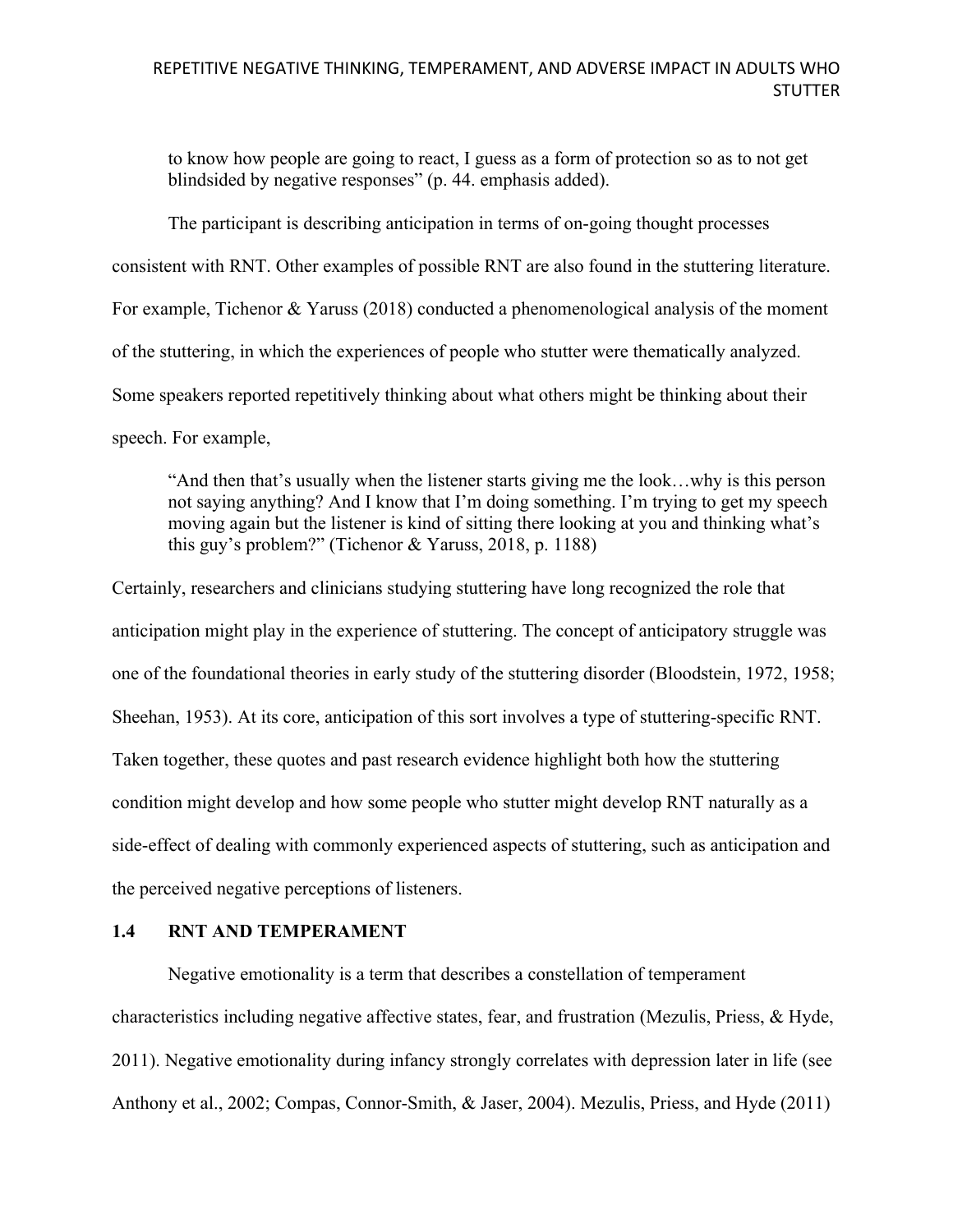> to know how people are going to react, I guess as a form of protection so as to not get blindsided by negative responses" (p. 44. emphasis added).

The participant is describing anticipation in terms of on-going thought processes consistent with RNT. Other examples of possible RNT are also found in the stuttering literature. For example, Tichenor & Yaruss (2018) conducted a phenomenological analysis of the moment of the stuttering, in which the experiences of people who stutter were thematically analyzed. Some speakers reported repetitively thinking about what others might be thinking about their speech. For example,

> "And then that's usually when the listener starts giving me the look…why is this person not saying anything? And I know that I'm doing something. I'm trying to get my speech moving again but the listener is kind of sitting there looking at you and thinking what's this guy's problem?" (Tichenor & Yaruss, 2018, p. 1188)

Certainly, researchers and clinicians studying stuttering have long recognized the role that anticipation might play in the experience of stuttering. The concept of anticipatory struggle was one of the foundational theories in early study of the stuttering disorder (Bloodstein, 1972, 1958; Sheehan, 1953). At its core, anticipation of this sort involves a type of stuttering-specific RNT. Taken together, these quotes and past research evidence highlight both how the stuttering condition might develop and how some people who stutter might develop RNT naturally as a side-effect of dealing with commonly experienced aspects of stuttering, such as anticipation and the perceived negative perceptions of listeners.

## 1.4 RNT AND TEMPERAMENT

Negative emotionality is a term that describes a constellation of temperament characteristics including negative affective states, fear, and frustration (Mezulis, Priess, & Hyde, 2011). Negative emotionality during infancy strongly correlates with depression later in life (see Anthony et al., 2002; Compas, Connor-Smith, & Jaser, 2004). Mezulis, Priess, and Hyde (2011)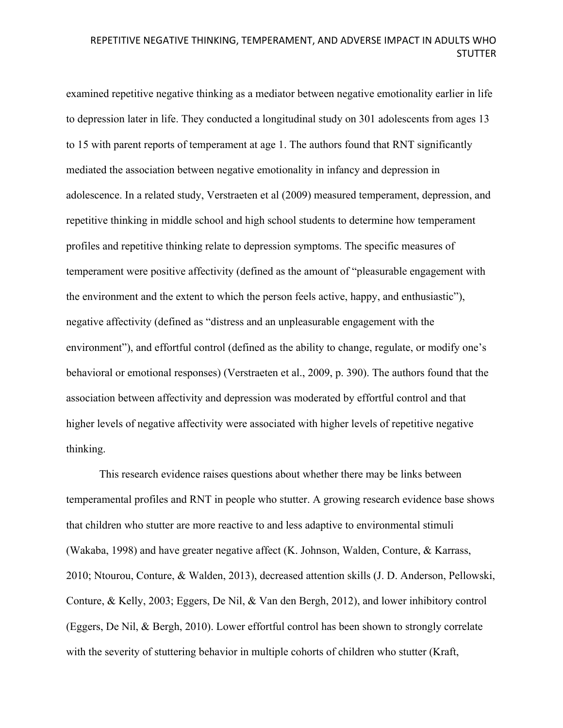examined repetitive negative thinking as a mediator between negative emotionality earlier in life to depression later in life. They conducted a longitudinal study on 301 adolescents from ages 13 to 15 with parent reports of temperament at age 1. The authors found that RNT significantly mediated the association between negative emotionality in infancy and depression in adolescence. In a related study, Verstraeten et al (2009) measured temperament, depression, and repetitive thinking in middle school and high school students to determine how temperament profiles and repetitive thinking relate to depression symptoms. The specific measures of temperament were positive affectivity (defined as the amount of "pleasurable engagement with the environment and the extent to which the person feels active, happy, and enthusiastic"), negative affectivity (defined as "distress and an unpleasurable engagement with the environment"), and effortful control (defined as the ability to change, regulate, or modify one's behavioral or emotional responses) (Verstraeten et al., 2009, p. 390). The authors found that the association between affectivity and depression was moderated by effortful control and that higher levels of negative affectivity were associated with higher levels of repetitive negative thinking.

This research evidence raises questions about whether there may be links between temperamental profiles and RNT in people who stutter. A growing research evidence base shows that children who stutter are more reactive to and less adaptive to environmental stimuli (Wakaba, 1998) and have greater negative affect (K. Johnson, Walden, Conture, & Karrass, 2010; Ntourou, Conture, & Walden, 2013), decreased attention skills (J. D. Anderson, Pellowski, Conture, & Kelly, 2003; Eggers, De Nil, & Van den Bergh, 2012), and lower inhibitory control (Eggers, De Nil, & Bergh, 2010). Lower effortful control has been shown to strongly correlate with the severity of stuttering behavior in multiple cohorts of children who stutter (Kraft,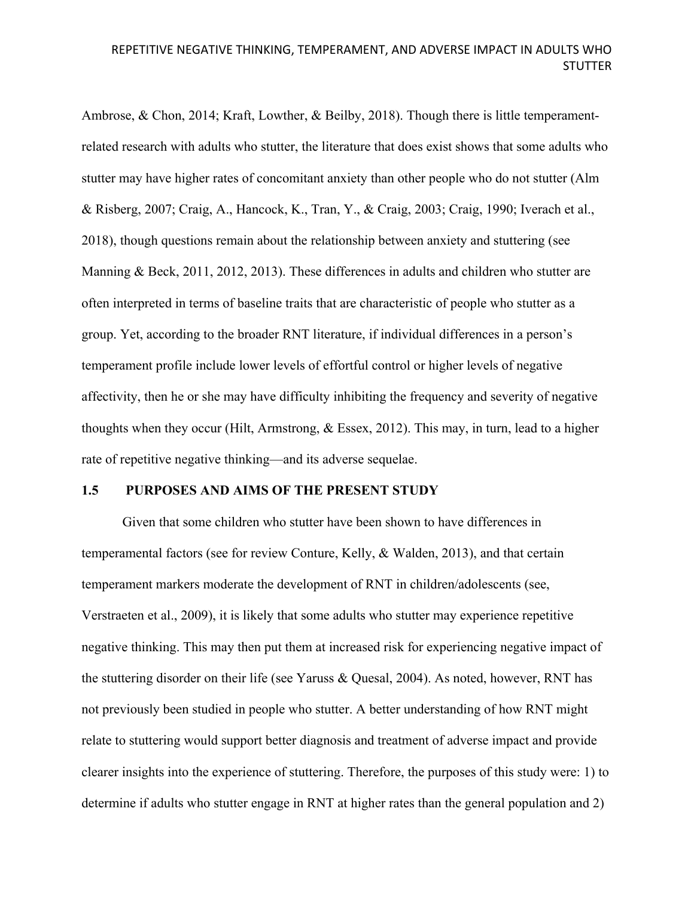Ambrose, & Chon, 2014; Kraft, Lowther, & Beilby, 2018). Though there is little temperament-related research with adults who stutter, the literature that does exist shows that some adults who stutter may have higher rates of concomitant anxiety than other people who do not stutter (Alm & Risberg, 2007; Craig, A., Hancock, K., Tran, Y., & Craig, 2003; Craig, 1990; Iverach et al., 2018), though questions remain about the relationship between anxiety and stuttering (see Manning & Beck, 2011, 2012, 2013). These differences in adults and children who stutter are often interpreted in terms of baseline traits that are characteristic of people who stutter as a group. Yet, according to the broader RNT literature, if individual differences in a person's temperament profile include lower levels of effortful control or higher levels of negative affectivity, then he or she may have difficulty inhibiting the frequency and severity of negative thoughts when they occur (Hilt, Armstrong, & Essex, 2012). This may, in turn, lead to a higher rate of repetitive negative thinking—and its adverse sequelae.

## 1.5 PURPOSES AND AIMS OF THE PRESENT STUDY

Given that some children who stutter have been shown to have differences in temperamental factors (see for review Conture, Kelly, & Walden, 2013), and that certain temperament markers moderate the development of RNT in children/adolescents (see, Verstraeten et al., 2009), it is likely that some adults who stutter may experience repetitive negative thinking. This may then put them at increased risk for experiencing negative impact of the stuttering disorder on their life (see Yaruss & Quesal, 2004). As noted, however, RNT has not previously been studied in people who stutter. A better understanding of how RNT might relate to stuttering would support better diagnosis and treatment of adverse impact and provide clearer insights into the experience of stuttering. Therefore, the purposes of this study were: 1) to determine if adults who stutter engage in RNT at higher rates than the general population and 2)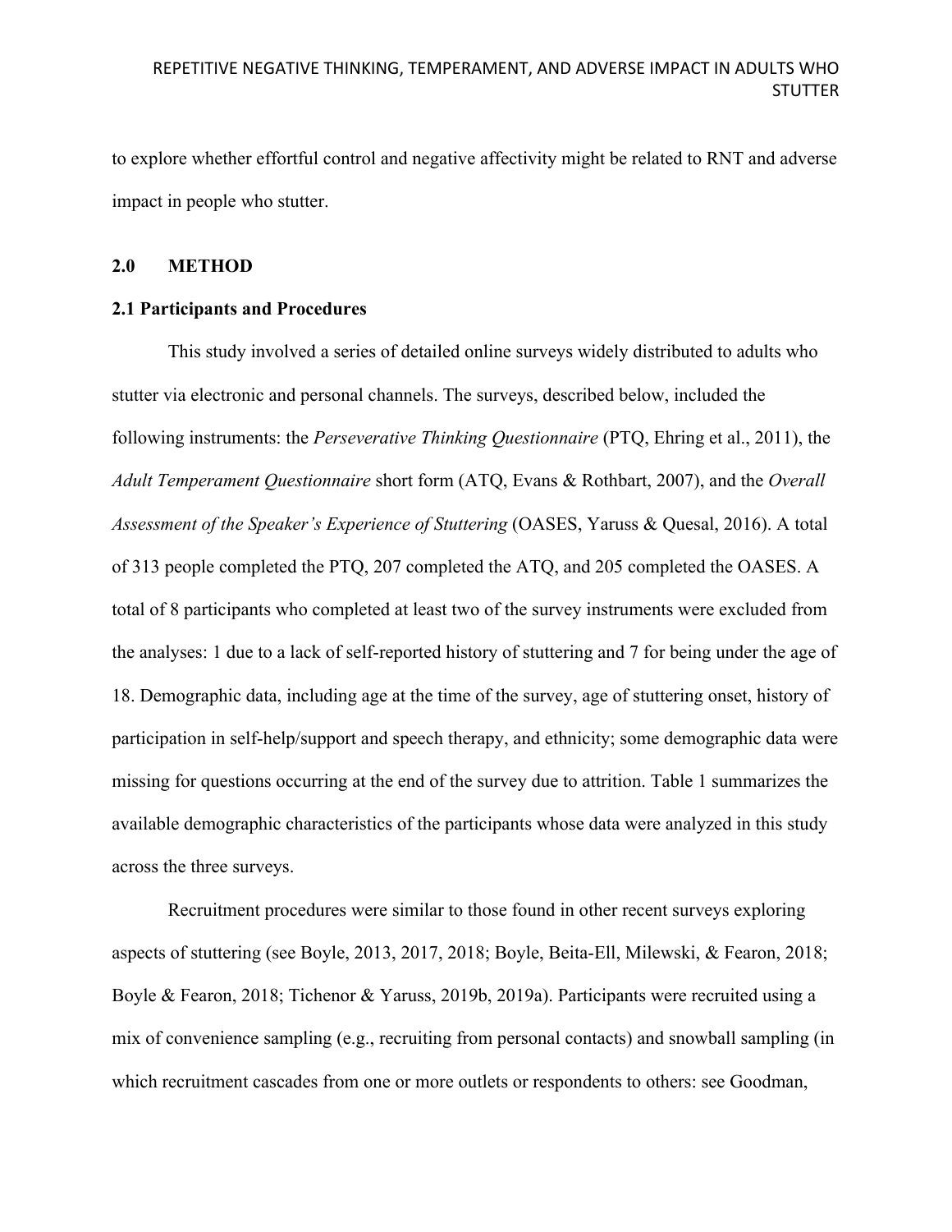to explore whether effortful control and negative affectivity might be related to RNT and adverse impact in people who stutter.

## 2.0 METHOD

### 2.1 Participants and Procedures

This study involved a series of detailed online surveys widely distributed to adults who stutter via electronic and personal channels. The surveys, described below, included the following instruments: the *Perseverative Thinking Questionnaire* (PTQ, Ehring et al., 2011), the *Adult Temperament Questionnaire* short form (ATQ, Evans & Rothbart, 2007), and the *Overall Assessment of the Speaker's Experience of Stuttering* (OASES, Yaruss & Quesal, 2016). A total of 313 people completed the PTQ, 207 completed the ATQ, and 205 completed the OASES. A total of 8 participants who completed at least two of the survey instruments were excluded from the analyses: 1 due to a lack of self-reported history of stuttering and 7 for being under the age of 18. Demographic data, including age at the time of the survey, age of stuttering onset, history of participation in self-help/support and speech therapy, and ethnicity; some demographic data were missing for questions occurring at the end of the survey due to attrition. Table 1 summarizes the available demographic characteristics of the participants whose data were analyzed in this study across the three surveys.

Recruitment procedures were similar to those found in other recent surveys exploring aspects of stuttering (see Boyle, 2013, 2017, 2018; Boyle, Beita-Ell, Milewski, & Fearon, 2018; Boyle & Fearon, 2018; Tichenor & Yaruss, 2019b, 2019a). Participants were recruited using a mix of convenience sampling (e.g., recruiting from personal contacts) and snowball sampling (in which recruitment cascades from one or more outlets or respondents to others: see Goodman,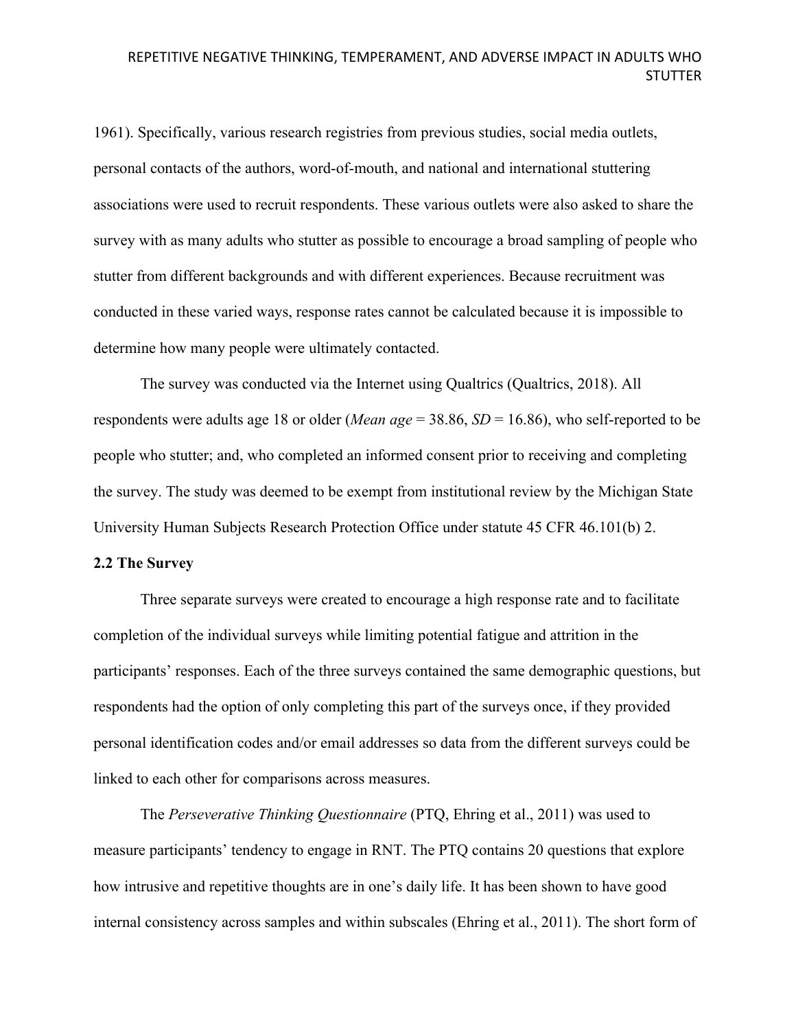1961). Specifically, various research registries from previous studies, social media outlets, personal contacts of the authors, word-of-mouth, and national and international stuttering associations were used to recruit respondents. These various outlets were also asked to share the survey with as many adults who stutter as possible to encourage a broad sampling of people who stutter from different backgrounds and with different experiences. Because recruitment was conducted in these varied ways, response rates cannot be calculated because it is impossible to determine how many people were ultimately contacted.

The survey was conducted via the Internet using Qualtrics (Qualtrics, 2018). All respondents were adults age 18 or older (*Mean age* = 38.86, *SD* = 16.86), who self-reported to be people who stutter; and, who completed an informed consent prior to receiving and completing the survey. The study was deemed to be exempt from institutional review by the Michigan State University Human Subjects Research Protection Office under statute 45 CFR 46.101(b) 2.

**2.2 The Survey**

Three separate surveys were created to encourage a high response rate and to facilitate completion of the individual surveys while limiting potential fatigue and attrition in the participants' responses. Each of the three surveys contained the same demographic questions, but respondents had the option of only completing this part of the surveys once, if they provided personal identification codes and/or email addresses so data from the different surveys could be linked to each other for comparisons across measures.

The *Perseverative Thinking Questionnaire* (PTQ, Ehring et al., 2011) was used to measure participants' tendency to engage in RNT. The PTQ contains 20 questions that explore how intrusive and repetitive thoughts are in one's daily life. It has been shown to have good internal consistency across samples and within subscales (Ehring et al., 2011). The short form of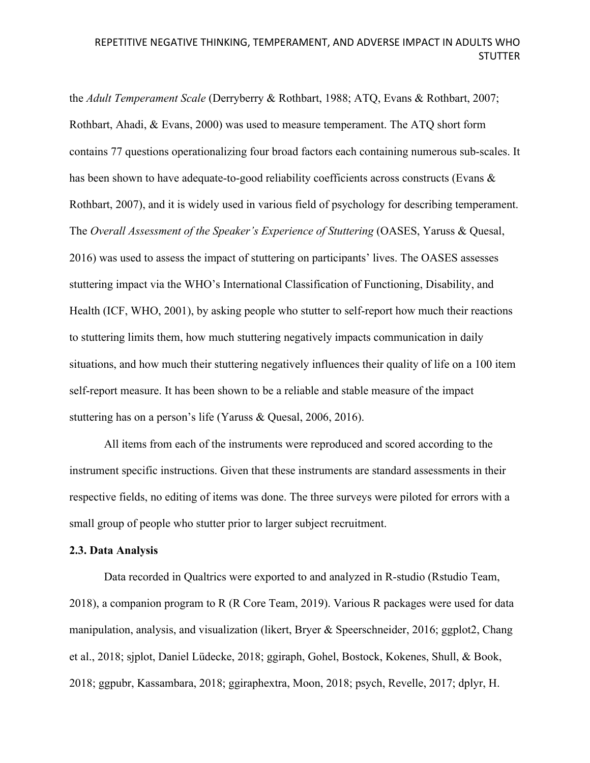the *Adult Temperament Scale* (Derryberry & Rothbart, 1988; ATQ, Evans & Rothbart, 2007; Rothbart, Ahadi, & Evans, 2000) was used to measure temperament. The ATQ short form contains 77 questions operationalizing four broad factors each containing numerous sub-scales. It has been shown to have adequate-to-good reliability coefficients across constructs (Evans & Rothbart, 2007), and it is widely used in various field of psychology for describing temperament. The *Overall Assessment of the Speaker's Experience of Stuttering* (OASES, Yaruss & Quesal, 2016) was used to assess the impact of stuttering on participants' lives. The OASES assesses stuttering impact via the WHO's International Classification of Functioning, Disability, and Health (ICF, WHO, 2001), by asking people who stutter to self-report how much their reactions to stuttering limits them, how much stuttering negatively impacts communication in daily situations, and how much their stuttering negatively influences their quality of life on a 100 item self-report measure. It has been shown to be a reliable and stable measure of the impact stuttering has on a person's life (Yaruss & Quesal, 2006, 2016).

All items from each of the instruments were reproduced and scored according to the instrument specific instructions. Given that these instruments are standard assessments in their respective fields, no editing of items was done. The three surveys were piloted for errors with a small group of people who stutter prior to larger subject recruitment.

**2.3. Data Analysis**

Data recorded in Qualtrics were exported to and analyzed in R-studio (Rstudio Team, 2018), a companion program to R (R Core Team, 2019). Various R packages were used for data manipulation, analysis, and visualization (likert, Bryer & Speerschneider, 2016; ggplot2, Chang et al., 2018; sjplot, Daniel Lüdecke, 2018; ggiraph, Gohel, Bostock, Kokenes, Shull, & Book, 2018; ggpubr, Kassambara, 2018; ggiraphextra, Moon, 2018; psych, Revelle, 2017; dplyr, H.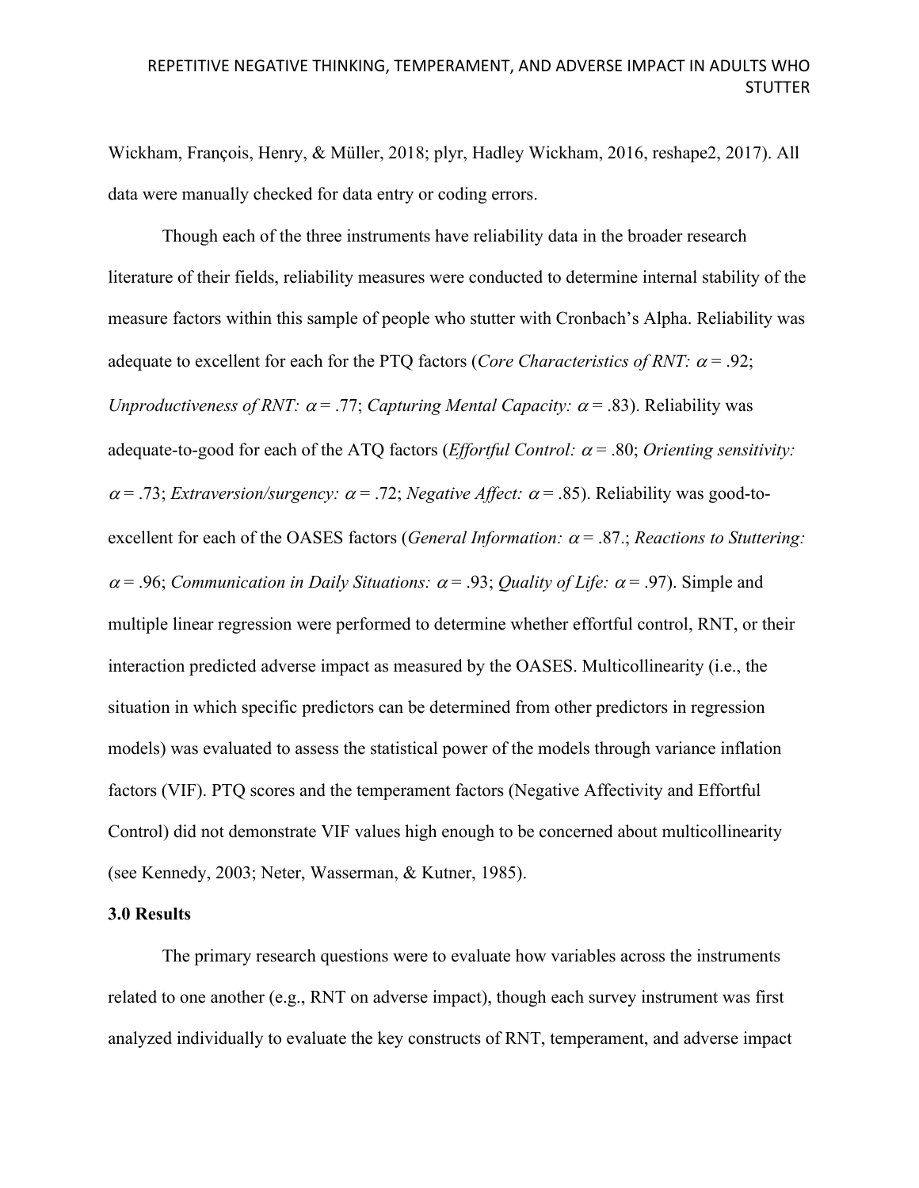Wickham, François, Henry, & Müller, 2018; plyr, Hadley Wickham, 2016, reshape2, 2017). All data were manually checked for data entry or coding errors.

Though each of the three instruments have reliability data in the broader research literature of their fields, reliability measures were conducted to determine internal stability of the measure factors within this sample of people who stutter with Cronbach's Alpha. Reliability was adequate to excellent for each for the PTQ factors (*Core Characteristics of RNT:* $\alpha = .92$; *Unproductiveness of RNT:* $\alpha = .77$; *Capturing Mental Capacity:* $\alpha = .83$). Reliability was adequate-to-good for each of the ATQ factors (*Effortful Control:* $\alpha = .80$; *Orienting sensitivity:* $\alpha = .73$; *Extraversion/surgency:* $\alpha = .72$; *Negative Affect:* $\alpha = .85$). Reliability was good-to-excellent for each of the OASES factors (*General Information:* $\alpha = .87$.; *Reactions to Stuttering:* $\alpha = .96$; *Communication in Daily Situations:* $\alpha = .93$; *Quality of Life:* $\alpha = .97$). Simple and multiple linear regression were performed to determine whether effortful control, RNT, or their interaction predicted adverse impact as measured by the OASES. Multicollinearity (i.e., the situation in which specific predictors can be determined from other predictors in regression models) was evaluated to assess the statistical power of the models through variance inflation factors (VIF). PTQ scores and the temperament factors (Negative Affectivity and Effortful Control) did not demonstrate VIF values high enough to be concerned about multicollinearity (see Kennedy, 2003; Neter, Wasserman, & Kutner, 1985).

**3.0 Results**

The primary research questions were to evaluate how variables across the instruments related to one another (e.g., RNT on adverse impact), though each survey instrument was first analyzed individually to evaluate the key constructs of RNT, temperament, and adverse impact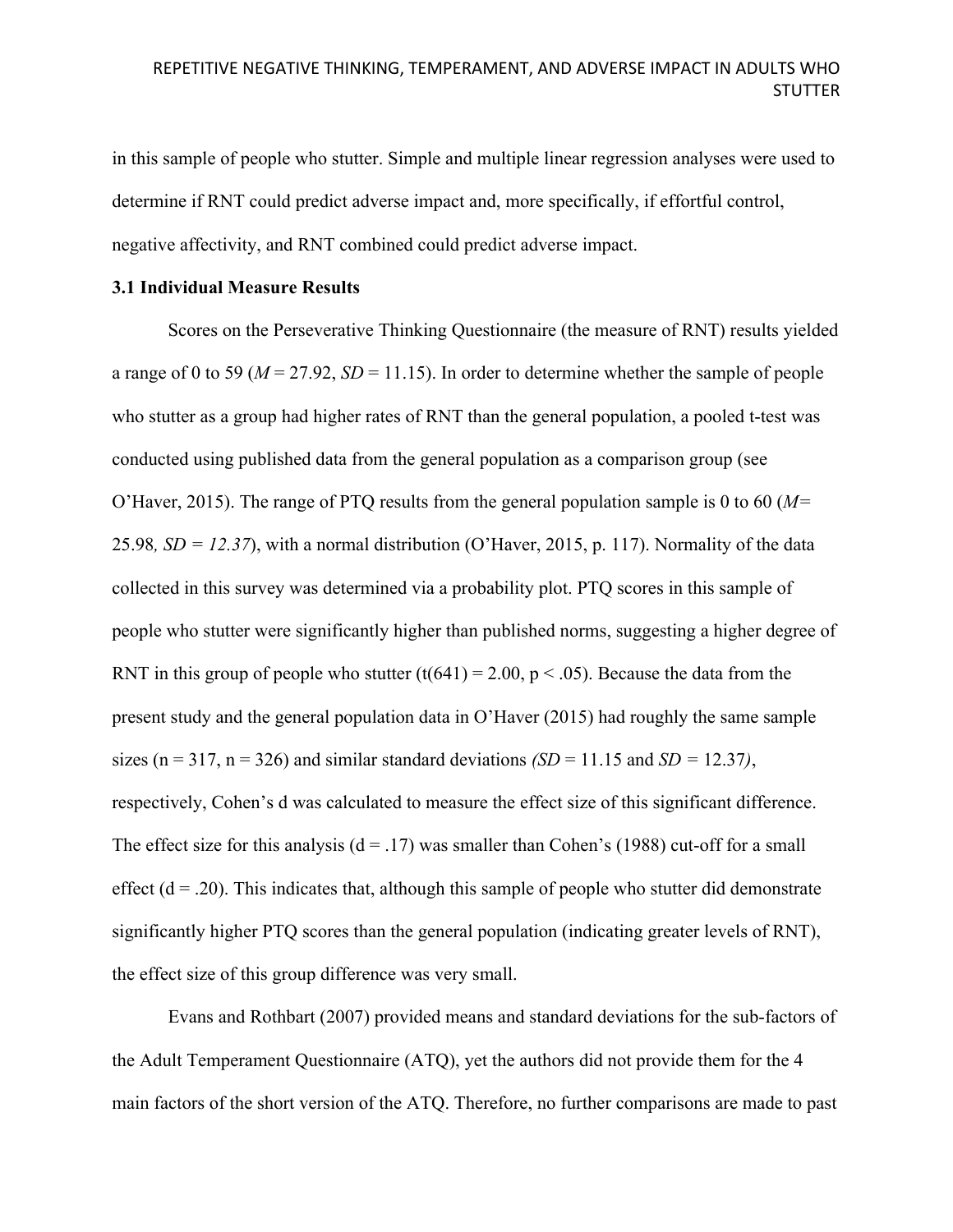in this sample of people who stutter. Simple and multiple linear regression analyses were used to determine if RNT could predict adverse impact and, more specifically, if effortful control, negative affectivity, and RNT combined could predict adverse impact.

### 3.1 Individual Measure Results

Scores on the Perseverative Thinking Questionnaire (the measure of RNT) results yielded a range of 0 to 59 ($M$ = 27.92, $SD$ = 11.15). In order to determine whether the sample of people who stutter as a group had higher rates of RNT than the general population, a pooled t-test was conducted using published data from the general population as a comparison group (see O'Haver, 2015). The range of PTQ results from the general population sample is 0 to 60 ($M$= 25.98, $SD$ = 12.37), with a normal distribution (O'Haver, 2015, p. 117). Normality of the data collected in this survey was determined via a probability plot. PTQ scores in this sample of people who stutter were significantly higher than published norms, suggesting a higher degree of RNT in this group of people who stutter ($t(641) = 2.00$, $p < .05$). Because the data from the present study and the general population data in O'Haver (2015) had roughly the same sample sizes (n = 317, n = 326) and similar standard deviations ($SD$ = 11.15 and $SD$ = 12.37), respectively, Cohen's d was calculated to measure the effect size of this significant difference. The effect size for this analysis (d = .17) was smaller than Cohen's (1988) cut-off for a small effect (d = .20). This indicates that, although this sample of people who stutter did demonstrate significantly higher PTQ scores than the general population (indicating greater levels of RNT), the effect size of this group difference was very small.

Evans and Rothbart (2007) provided means and standard deviations for the sub-factors of the Adult Temperament Questionnaire (ATQ), yet the authors did not provide them for the 4 main factors of the short version of the ATQ. Therefore, no further comparisons are made to past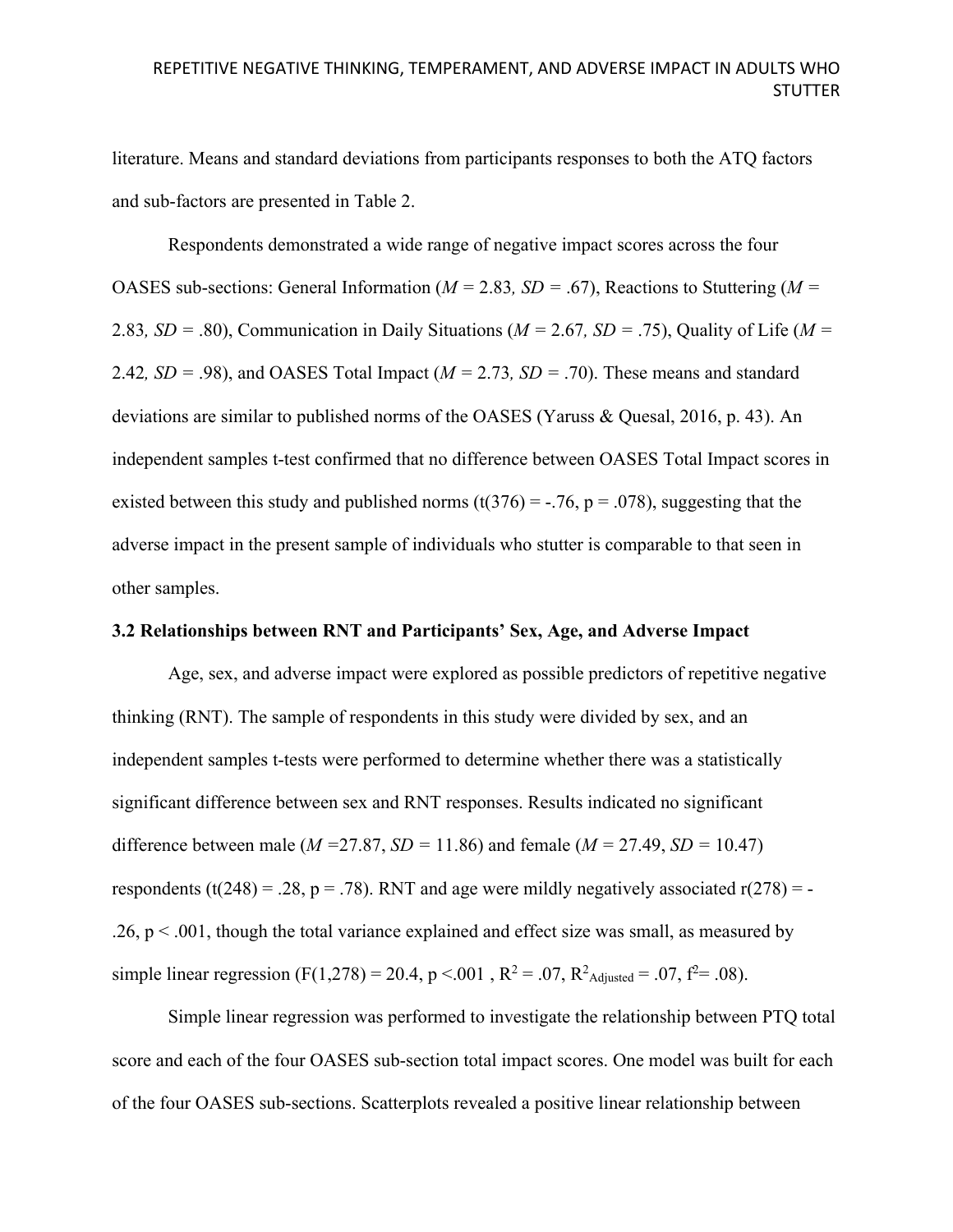literature. Means and standard deviations from participants responses to both the ATQ factors and sub-factors are presented in Table 2.

Respondents demonstrated a wide range of negative impact scores across the four OASES sub-sections: General Information (*M* = 2.83*, SD* = .67), Reactions to Stuttering (*M* = 2.83*, SD* = .80), Communication in Daily Situations (*M* = 2.67*, SD* = .75), Quality of Life (*M* = 2.42*, SD* = .98), and OASES Total Impact (*M* = 2.73*, SD* = .70). These means and standard deviations are similar to published norms of the OASES (Yaruss & Quesal, 2016, p. 43). An independent samples t-test confirmed that no difference between OASES Total Impact scores in existed between this study and published norms (t(376) = -.76, p = .078), suggesting that the adverse impact in the present sample of individuals who stutter is comparable to that seen in other samples.

### 3.2 Relationships between RNT and Participants' Sex, Age, and Adverse Impact

Age, sex, and adverse impact were explored as possible predictors of repetitive negative thinking (RNT). The sample of respondents in this study were divided by sex, and an independent samples t-tests were performed to determine whether there was a statistically significant difference between sex and RNT responses. Results indicated no significant difference between male (*M* =27.87, *SD* = 11.86) and female (*M* = 27.49, *SD* = 10.47) respondents (t(248) = .28, p = .78). RNT and age were mildly negatively associated r(278) = -.26, p < .001, though the total variance explained and effect size was small, as measured by simple linear regression (F(1,278) = 20.4, p <.001 , $R^2$ = .07, $R^2_{Adjusted}$ = .07, $f^2$= .08).

Simple linear regression was performed to investigate the relationship between PTQ total score and each of the four OASES sub-section total impact scores. One model was built for each of the four OASES sub-sections. Scatterplots revealed a positive linear relationship between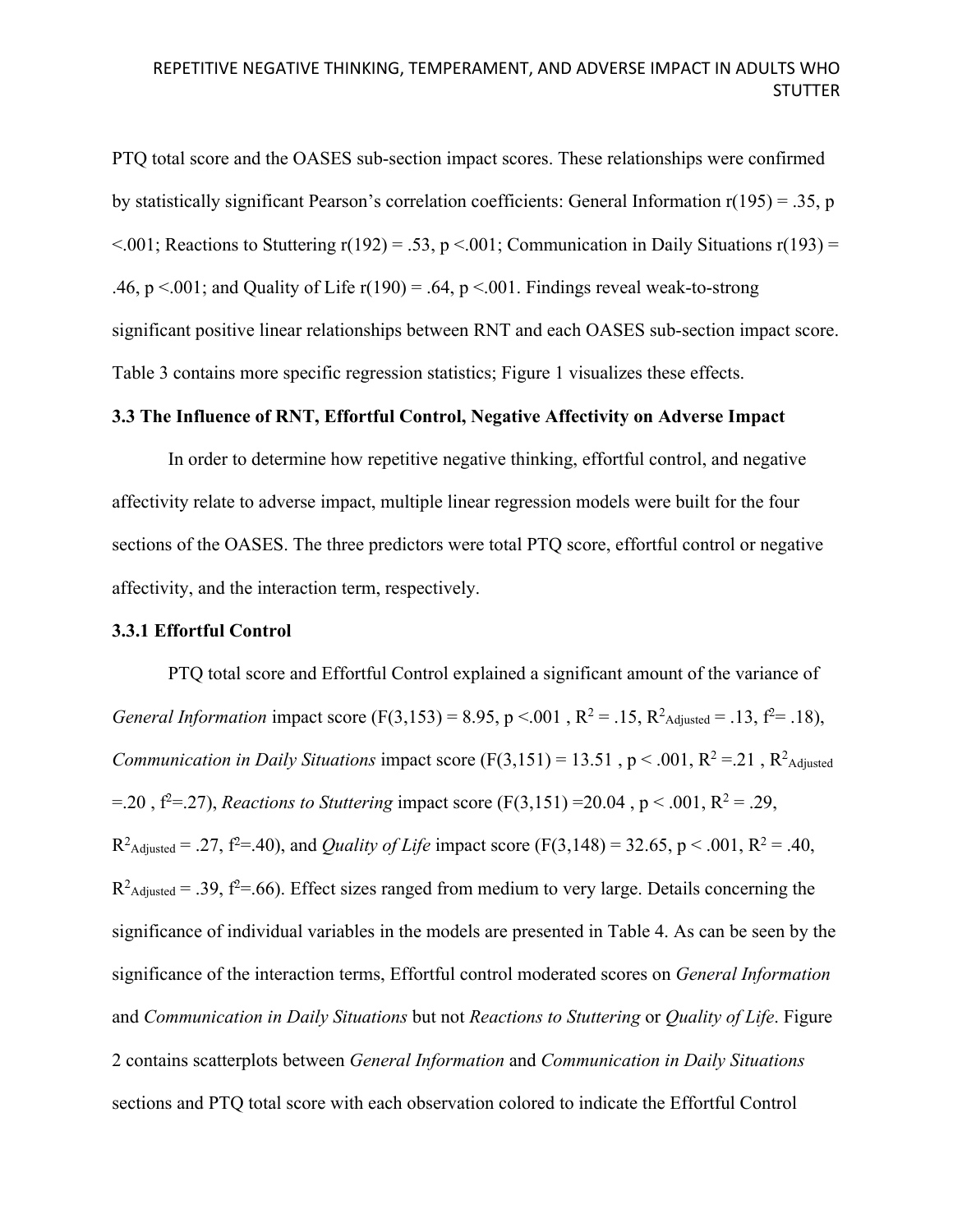PTQ total score and the OASES sub-section impact scores. These relationships were confirmed by statistically significant Pearson's correlation coefficients: General Information $r(195) = .35$, $p < .001$; Reactions to Stuttering $r(192) = .53$, $p < .001$; Communication in Daily Situations $r(193) = .46$, $p < .001$; and Quality of Life $r(190) = .64$, $p < .001$. Findings reveal weak-to-strong significant positive linear relationships between RNT and each OASES sub-section impact score. Table 3 contains more specific regression statistics; Figure 1 visualizes these effects.

### 3.3 The Influence of RNT, Effortful Control, Negative Affectivity on Adverse Impact

In order to determine how repetitive negative thinking, effortful control, and negative affectivity relate to adverse impact, multiple linear regression models were built for the four sections of the OASES. The three predictors were total PTQ score, effortful control or negative affectivity, and the interaction term, respectively.

#### 3.3.1 Effortful Control

PTQ total score and Effortful Control explained a significant amount of the variance of *General Information* impact score ($F(3,153) = 8.95$, $p < .001$, $R^2 = .15$, $R^2_{Adjusted} = .13$, $f^2 = .18$), *Communication in Daily Situations* impact score ($F(3,151) = 13.51$, $p < .001$, $R^2 = .21$, $R^2_{Adjusted} = .20$, $f^2 = .27$), *Reactions to Stuttering* impact score ($F(3,151) = 20.04$, $p < .001$, $R^2 = .29$, $R^2_{Adjusted} = .27$, $f^2 = .40$), and *Quality of Life* impact score ($F(3,148) = 32.65$, $p < .001$, $R^2 = .40$, $R^2_{Adjusted} = .39$, $f^2 = .66$). Effect sizes ranged from medium to very large. Details concerning the significance of individual variables in the models are presented in Table 4. As can be seen by the significance of the interaction terms, Effortful control moderated scores on *General Information* and *Communication in Daily Situations* but not *Reactions to Stuttering* or *Quality of Life*. Figure 2 contains scatterplots between *General Information* and *Communication in Daily Situations* sections and PTQ total score with each observation colored to indicate the Effortful Control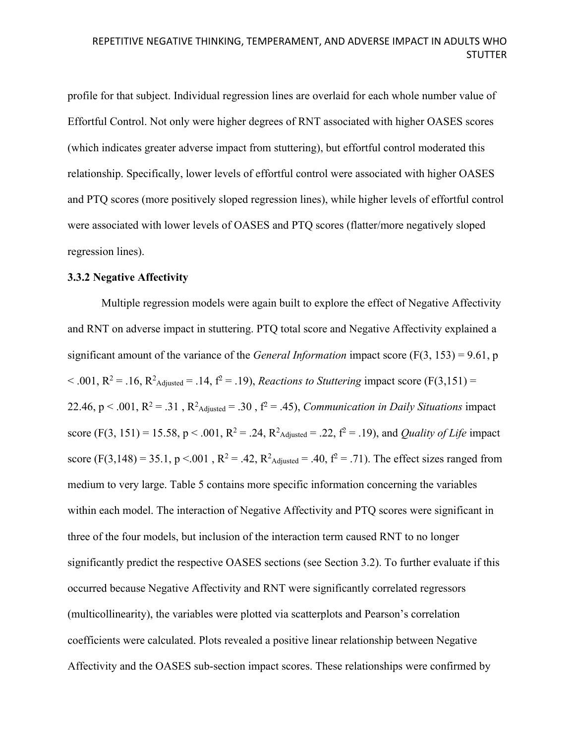profile for that subject. Individual regression lines are overlaid for each whole number value of Effortful Control. Not only were higher degrees of RNT associated with higher OASES scores (which indicates greater adverse impact from stuttering), but effortful control moderated this relationship. Specifically, lower levels of effortful control were associated with higher OASES and PTQ scores (more positively sloped regression lines), while higher levels of effortful control were associated with lower levels of OASES and PTQ scores (flatter/more negatively sloped regression lines).

### 3.3.2 Negative Affectivity

Multiple regression models were again built to explore the effect of Negative Affectivity and RNT on adverse impact in stuttering. PTQ total score and Negative Affectivity explained a significant amount of the variance of the *General Information* impact score ($F(3, 153) = 9.61$, $p < .001$, $R^2 = .16$, $R^2_{Adjusted} = .14$, $f^2 = .19$), *Reactions to Stuttering* impact score ($F(3,151) = 22.46$, $p < .001$, $R^2 = .31$ , $R^2_{Adjusted} = .30$ , $f^2 = .45$), *Communication in Daily Situations* impact score ($F(3, 151) = 15.58$, $p < .001$, $R^2 = .24$, $R^2_{Adjusted} = .22$, $f^2 = .19$), and *Quality of Life* impact score ($F(3,148) = 35.1$, $p <.001$ , $R^2 = .42$, $R^2_{Adjusted} = .40$, $f^2 = .71$). The effect sizes ranged from medium to very large. Table 5 contains more specific information concerning the variables within each model. The interaction of Negative Affectivity and PTQ scores were significant in three of the four models, but inclusion of the interaction term caused RNT to no longer significantly predict the respective OASES sections (see Section 3.2). To further evaluate if this occurred because Negative Affectivity and RNT were significantly correlated regressors (multicollinearity), the variables were plotted via scatterplots and Pearson's correlation coefficients were calculated. Plots revealed a positive linear relationship between Negative Affectivity and the OASES sub-section impact scores. These relationships were confirmed by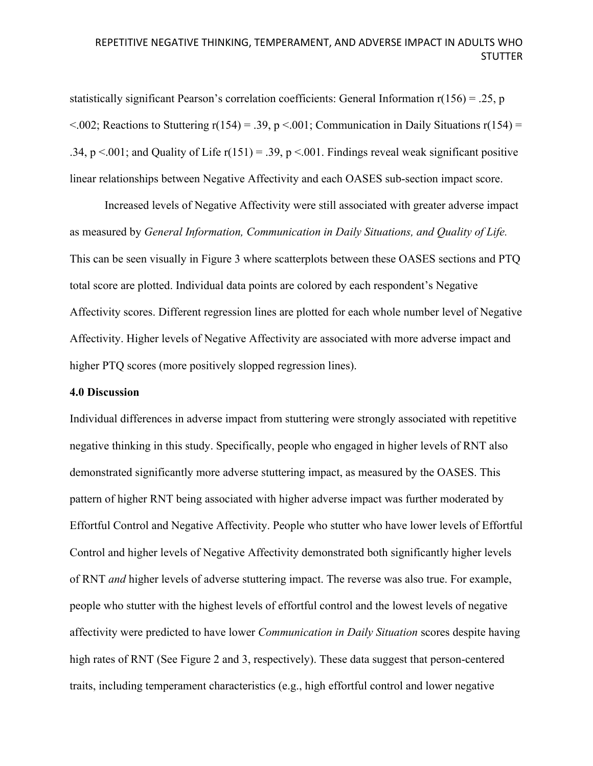statistically significant Pearson's correlation coefficients: General Information $r(156) = .25$, $p < .002$; Reactions to Stuttering $r(154) = .39$, $p < .001$; Communication in Daily Situations $r(154) = .34$, $p < .001$; and Quality of Life $r(151) = .39$, $p < .001$. Findings reveal weak significant positive linear relationships between Negative Affectivity and each OASES sub-section impact score.

Increased levels of Negative Affectivity were still associated with greater adverse impact as measured by *General Information, Communication in Daily Situations, and Quality of Life.* This can be seen visually in Figure 3 where scatterplots between these OASES sections and PTQ total score are plotted. Individual data points are colored by each respondent's Negative Affectivity scores. Different regression lines are plotted for each whole number level of Negative Affectivity. Higher levels of Negative Affectivity are associated with more adverse impact and higher PTQ scores (more positively slopped regression lines).

## 4.0 Discussion

Individual differences in adverse impact from stuttering were strongly associated with repetitive negative thinking in this study. Specifically, people who engaged in higher levels of RNT also demonstrated significantly more adverse stuttering impact, as measured by the OASES. This pattern of higher RNT being associated with higher adverse impact was further moderated by Effortful Control and Negative Affectivity. People who stutter who have lower levels of Effortful Control and higher levels of Negative Affectivity demonstrated both significantly higher levels of RNT *and* higher levels of adverse stuttering impact. The reverse was also true. For example, people who stutter with the highest levels of effortful control and the lowest levels of negative affectivity were predicted to have lower *Communication in Daily Situation* scores despite having high rates of RNT (See Figure 2 and 3, respectively). These data suggest that person-centered traits, including temperament characteristics (e.g., high effortful control and lower negative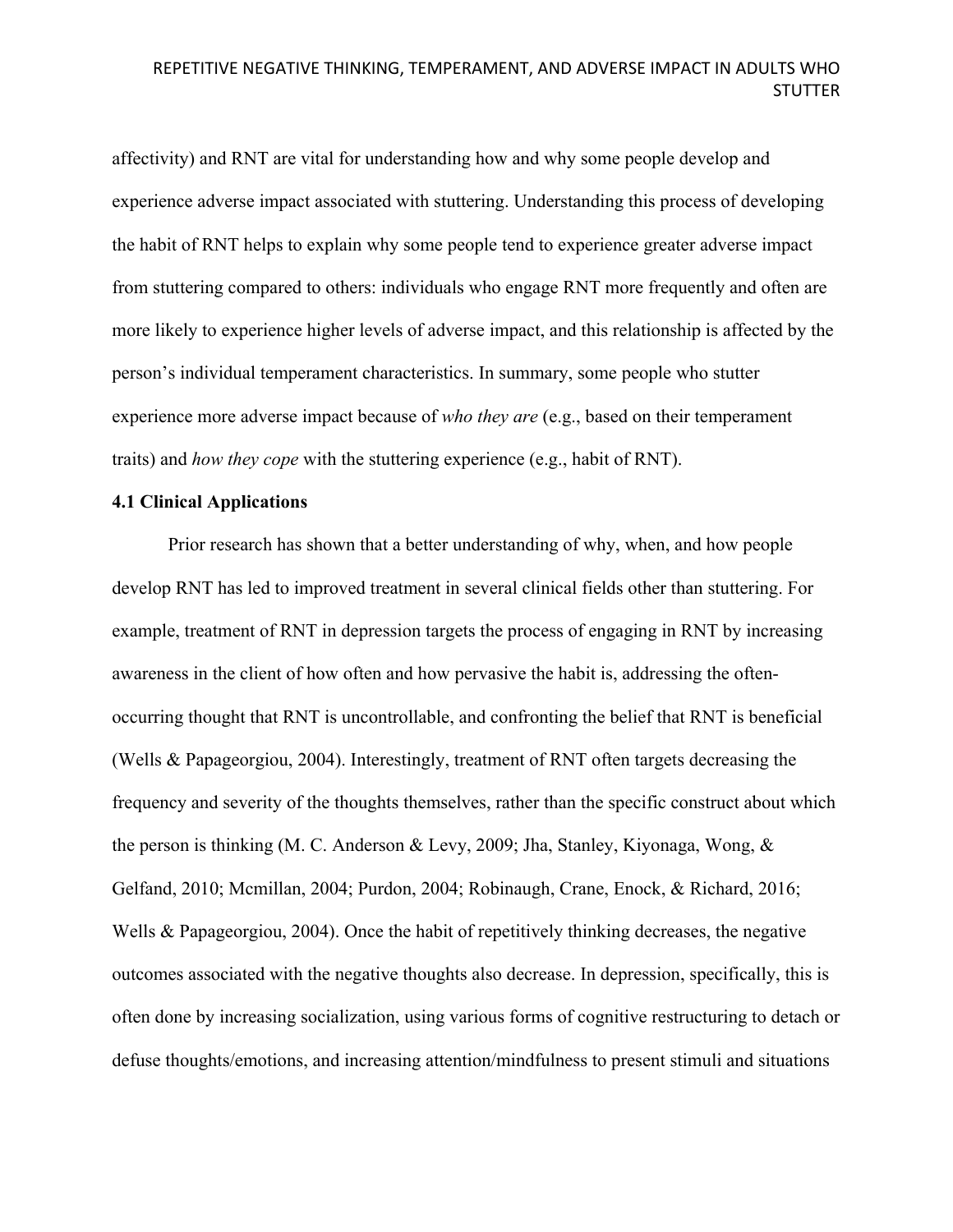affectivity) and RNT are vital for understanding how and why some people develop and experience adverse impact associated with stuttering. Understanding this process of developing the habit of RNT helps to explain why some people tend to experience greater adverse impact from stuttering compared to others: individuals who engage RNT more frequently and often are more likely to experience higher levels of adverse impact, and this relationship is affected by the person's individual temperament characteristics. In summary, some people who stutter experience more adverse impact because of *who they are* (e.g., based on their temperament traits) and *how they cope* with the stuttering experience (e.g., habit of RNT).

### 4.1 Clinical Applications

Prior research has shown that a better understanding of why, when, and how people develop RNT has led to improved treatment in several clinical fields other than stuttering. For example, treatment of RNT in depression targets the process of engaging in RNT by increasing awareness in the client of how often and how pervasive the habit is, addressing the often-occurring thought that RNT is uncontrollable, and confronting the belief that RNT is beneficial (Wells & Papageorgiou, 2004). Interestingly, treatment of RNT often targets decreasing the frequency and severity of the thoughts themselves, rather than the specific construct about which the person is thinking (M. C. Anderson & Levy, 2009; Jha, Stanley, Kiyonaga, Wong, & Gelfand, 2010; Mcmillan, 2004; Purdon, 2004; Robinaugh, Crane, Enock, & Richard, 2016; Wells & Papageorgiou, 2004). Once the habit of repetitively thinking decreases, the negative outcomes associated with the negative thoughts also decrease. In depression, specifically, this is often done by increasing socialization, using various forms of cognitive restructuring to detach or defuse thoughts/emotions, and increasing attention/mindfulness to present stimuli and situations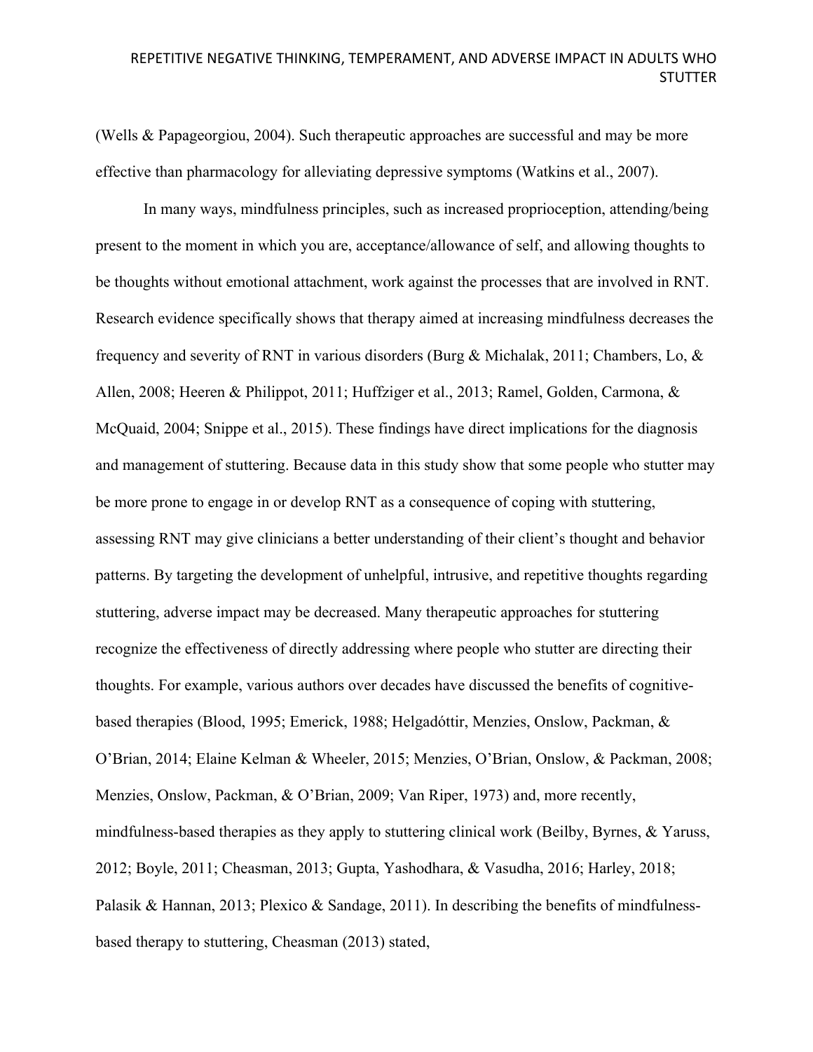(Wells & Papageorgiou, 2004). Such therapeutic approaches are successful and may be more effective than pharmacology for alleviating depressive symptoms (Watkins et al., 2007).

In many ways, mindfulness principles, such as increased proprioception, attending/being present to the moment in which you are, acceptance/allowance of self, and allowing thoughts to be thoughts without emotional attachment, work against the processes that are involved in RNT. Research evidence specifically shows that therapy aimed at increasing mindfulness decreases the frequency and severity of RNT in various disorders (Burg & Michalak, 2011; Chambers, Lo, & Allen, 2008; Heeren & Philippot, 2011; Huffziger et al., 2013; Ramel, Golden, Carmona, & McQuaid, 2004; Snippe et al., 2015). These findings have direct implications for the diagnosis and management of stuttering. Because data in this study show that some people who stutter may be more prone to engage in or develop RNT as a consequence of coping with stuttering, assessing RNT may give clinicians a better understanding of their client's thought and behavior patterns. By targeting the development of unhelpful, intrusive, and repetitive thoughts regarding stuttering, adverse impact may be decreased. Many therapeutic approaches for stuttering recognize the effectiveness of directly addressing where people who stutter are directing their thoughts. For example, various authors over decades have discussed the benefits of cognitive-based therapies (Blood, 1995; Emerick, 1988; Helgadóttir, Menzies, Onslow, Packman, & O'Brian, 2014; Elaine Kelman & Wheeler, 2015; Menzies, O'Brian, Onslow, & Packman, 2008; Menzies, Onslow, Packman, & O'Brian, 2009; Van Riper, 1973) and, more recently, mindfulness-based therapies as they apply to stuttering clinical work (Beilby, Byrnes, & Yaruss, 2012; Boyle, 2011; Cheasman, 2013; Gupta, Yashodhara, & Vasudha, 2016; Harley, 2018; Palasik & Hannan, 2013; Plexico & Sandage, 2011). In describing the benefits of mindfulness-based therapy to stuttering, Cheasman (2013) stated,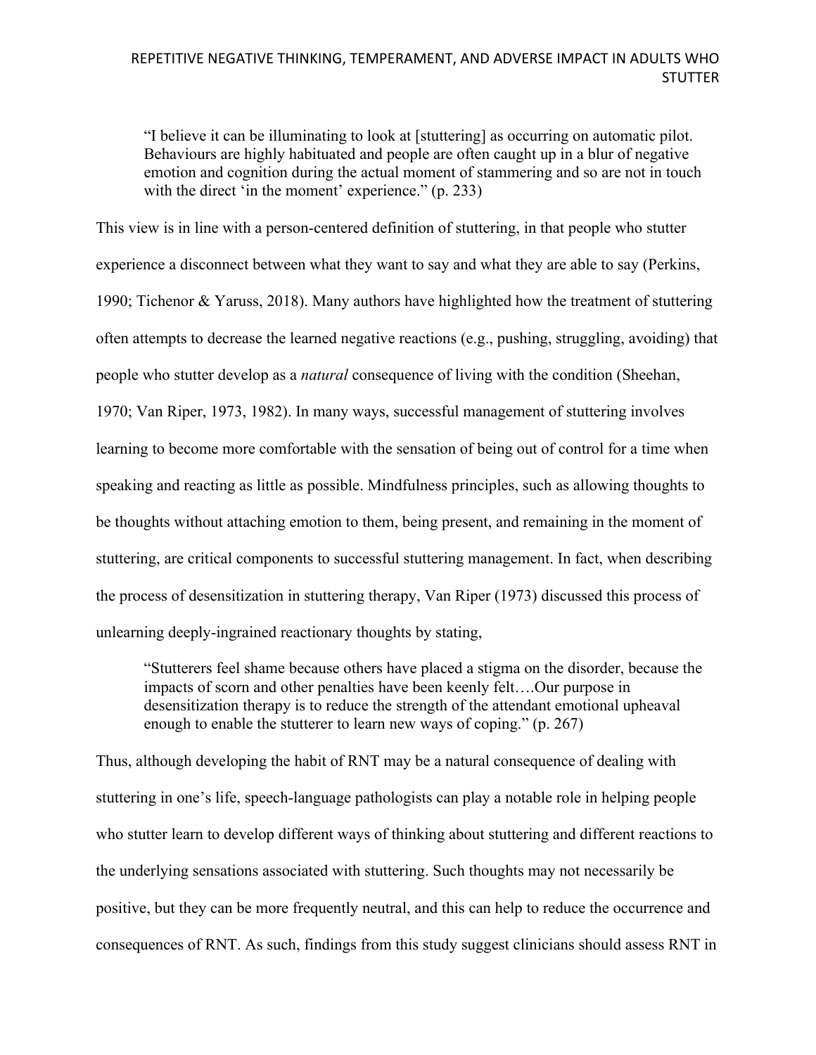> "I believe it can be illuminating to look at [stuttering] as occurring on automatic pilot. Behaviours are highly habituated and people are often caught up in a blur of negative emotion and cognition during the actual moment of stammering and so are not in touch with the direct 'in the moment' experience." (p. 233)

This view is in line with a person-centered definition of stuttering, in that people who stutter experience a disconnect between what they want to say and what they are able to say (Perkins, 1990; Tichenor & Yaruss, 2018). Many authors have highlighted how the treatment of stuttering often attempts to decrease the learned negative reactions (e.g., pushing, struggling, avoiding) that people who stutter develop as a *natural* consequence of living with the condition (Sheehan, 1970; Van Riper, 1973, 1982). In many ways, successful management of stuttering involves learning to become more comfortable with the sensation of being out of control for a time when speaking and reacting as little as possible. Mindfulness principles, such as allowing thoughts to be thoughts without attaching emotion to them, being present, and remaining in the moment of stuttering, are critical components to successful stuttering management. In fact, when describing the process of desensitization in stuttering therapy, Van Riper (1973) discussed this process of unlearning deeply-ingrained reactionary thoughts by stating,

> "Stutterers feel shame because others have placed a stigma on the disorder, because the impacts of scorn and other penalties have been keenly felt….Our purpose in desensitization therapy is to reduce the strength of the attendant emotional upheaval enough to enable the stutterer to learn new ways of coping." (p. 267)

Thus, although developing the habit of RNT may be a natural consequence of dealing with stuttering in one's life, speech-language pathologists can play a notable role in helping people who stutter learn to develop different ways of thinking about stuttering and different reactions to the underlying sensations associated with stuttering. Such thoughts may not necessarily be positive, but they can be more frequently neutral, and this can help to reduce the occurrence and consequences of RNT. As such, findings from this study suggest clinicians should assess RNT in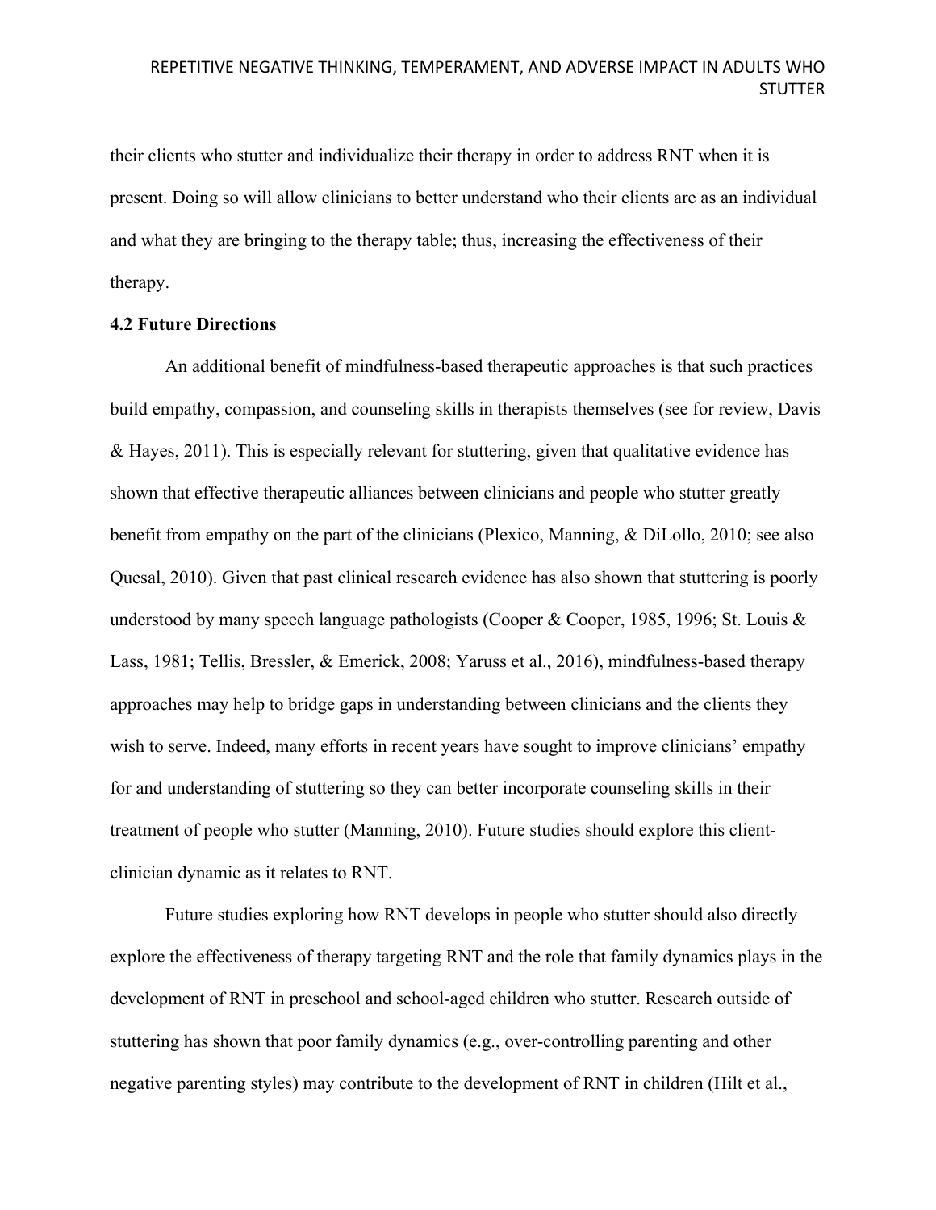their clients who stutter and individualize their therapy in order to address RNT when it is present. Doing so will allow clinicians to better understand who their clients are as an individual and what they are bringing to the therapy table; thus, increasing the effectiveness of their therapy.

**4.2 Future Directions**

An additional benefit of mindfulness-based therapeutic approaches is that such practices build empathy, compassion, and counseling skills in therapists themselves (see for review, Davis & Hayes, 2011). This is especially relevant for stuttering, given that qualitative evidence has shown that effective therapeutic alliances between clinicians and people who stutter greatly benefit from empathy on the part of the clinicians (Plexico, Manning, & DiLollo, 2010; see also Quesal, 2010). Given that past clinical research evidence has also shown that stuttering is poorly understood by many speech language pathologists (Cooper & Cooper, 1985, 1996; St. Louis & Lass, 1981; Tellis, Bressler, & Emerick, 2008; Yaruss et al., 2016), mindfulness-based therapy approaches may help to bridge gaps in understanding between clinicians and the clients they wish to serve. Indeed, many efforts in recent years have sought to improve clinicians' empathy for and understanding of stuttering so they can better incorporate counseling skills in their treatment of people who stutter (Manning, 2010). Future studies should explore this client-clinician dynamic as it relates to RNT.

Future studies exploring how RNT develops in people who stutter should also directly explore the effectiveness of therapy targeting RNT and the role that family dynamics plays in the development of RNT in preschool and school-aged children who stutter. Research outside of stuttering has shown that poor family dynamics (e.g., over-controlling parenting and other negative parenting styles) may contribute to the development of RNT in children (Hilt et al.,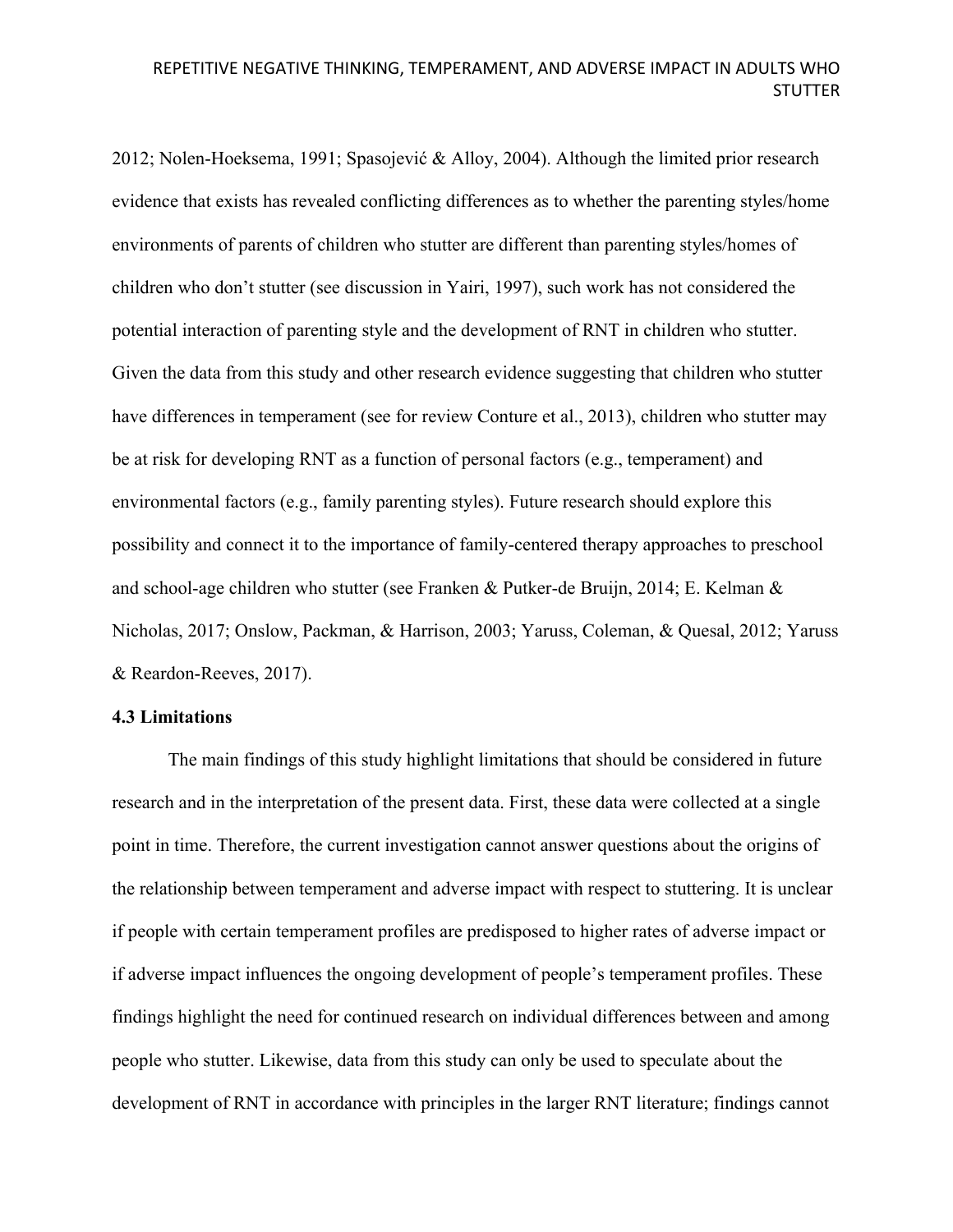2012; Nolen-Hoeksema, 1991; Spasojević & Alloy, 2004). Although the limited prior research evidence that exists has revealed conflicting differences as to whether the parenting styles/home environments of parents of children who stutter are different than parenting styles/homes of children who don't stutter (see discussion in Yairi, 1997), such work has not considered the potential interaction of parenting style and the development of RNT in children who stutter. Given the data from this study and other research evidence suggesting that children who stutter have differences in temperament (see for review Conture et al., 2013), children who stutter may be at risk for developing RNT as a function of personal factors (e.g., temperament) and environmental factors (e.g., family parenting styles). Future research should explore this possibility and connect it to the importance of family-centered therapy approaches to preschool and school-age children who stutter (see Franken & Putker-de Bruijn, 2014; E. Kelman & Nicholas, 2017; Onslow, Packman, & Harrison, 2003; Yaruss, Coleman, & Quesal, 2012; Yaruss & Reardon-Reeves, 2017).

### 4.3 Limitations

The main findings of this study highlight limitations that should be considered in future research and in the interpretation of the present data. First, these data were collected at a single point in time. Therefore, the current investigation cannot answer questions about the origins of the relationship between temperament and adverse impact with respect to stuttering. It is unclear if people with certain temperament profiles are predisposed to higher rates of adverse impact or if adverse impact influences the ongoing development of people's temperament profiles. These findings highlight the need for continued research on individual differences between and among people who stutter. Likewise, data from this study can only be used to speculate about the development of RNT in accordance with principles in the larger RNT literature; findings cannot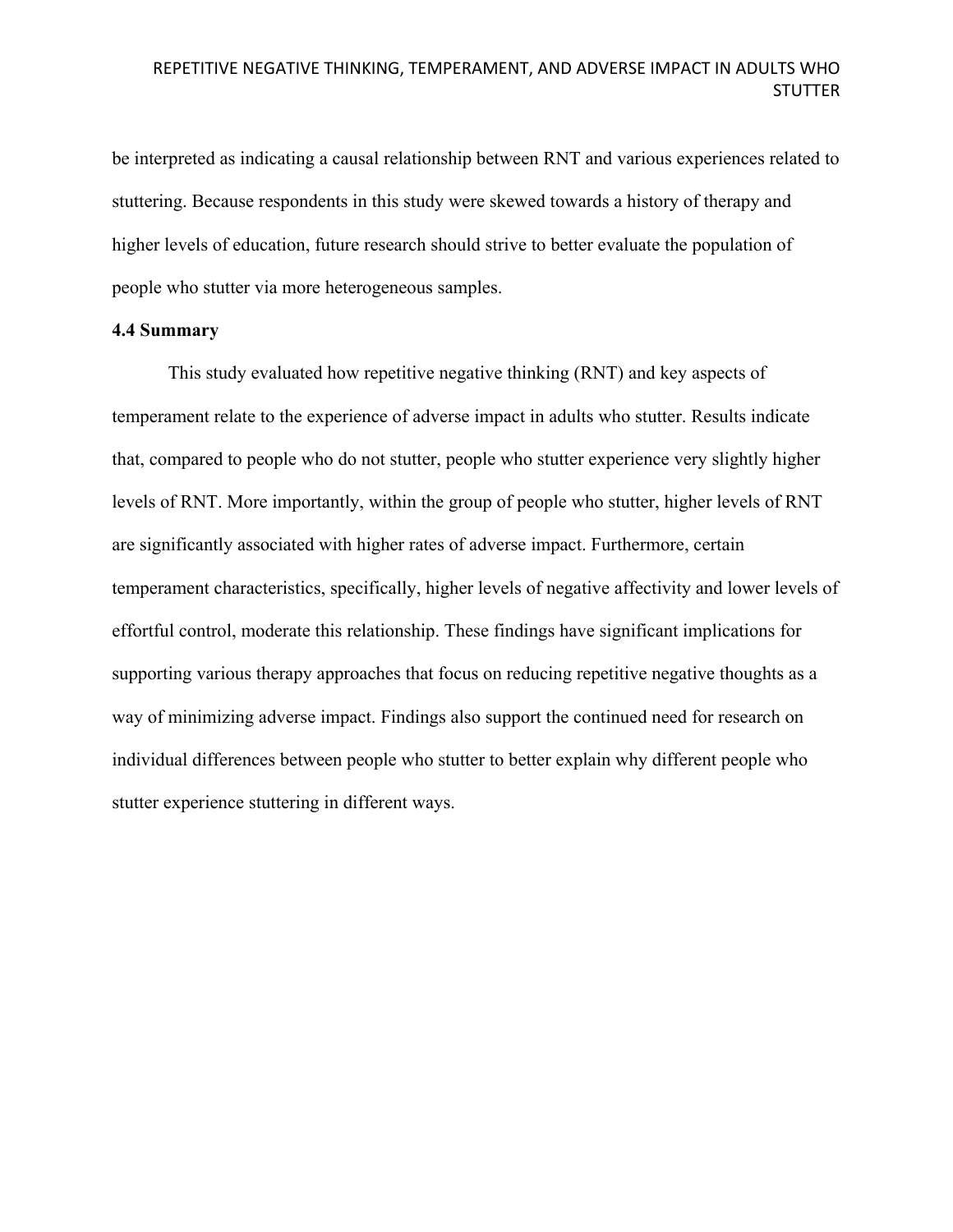be interpreted as indicating a causal relationship between RNT and various experiences related to stuttering. Because respondents in this study were skewed towards a history of therapy and higher levels of education, future research should strive to better evaluate the population of people who stutter via more heterogeneous samples.

### 4.4 Summary

This study evaluated how repetitive negative thinking (RNT) and key aspects of temperament relate to the experience of adverse impact in adults who stutter. Results indicate that, compared to people who do not stutter, people who stutter experience very slightly higher levels of RNT. More importantly, within the group of people who stutter, higher levels of RNT are significantly associated with higher rates of adverse impact. Furthermore, certain temperament characteristics, specifically, higher levels of negative affectivity and lower levels of effortful control, moderate this relationship. These findings have significant implications for supporting various therapy approaches that focus on reducing repetitive negative thoughts as a way of minimizing adverse impact. Findings also support the continued need for research on individual differences between people who stutter to better explain why different people who stutter experience stuttering in different ways.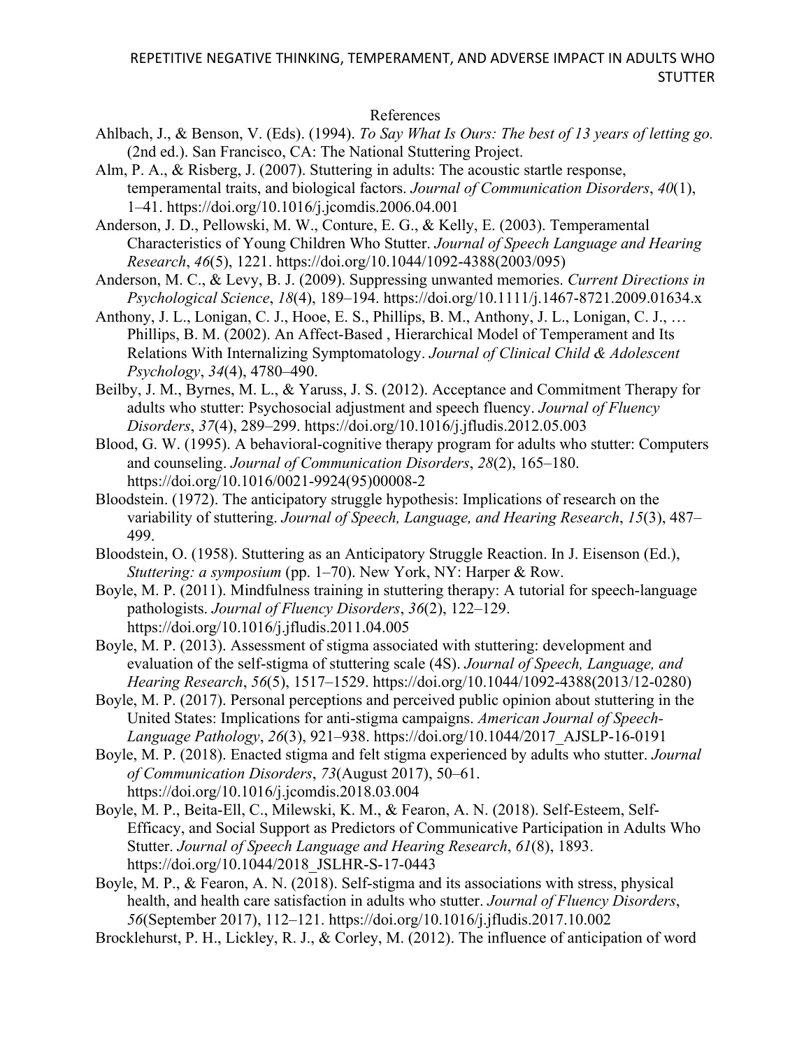# References

Ahlbach, J., & Benson, V. (Eds). (1994). *To Say What Is Ours: The best of 13 years of letting go.* (2nd ed.). San Francisco, CA: The National Stuttering Project.

Alm, P. A., & Risberg, J. (2007). Stuttering in adults: The acoustic startle response, temperamental traits, and biological factors. *Journal of Communication Disorders*, *40*(1), 1–41. https://doi.org/10.1016/j.jcomdis.2006.04.001

Anderson, J. D., Pellowski, M. W., Conture, E. G., & Kelly, E. (2003). Temperamental Characteristics of Young Children Who Stutter. *Journal of Speech Language and Hearing Research*, *46*(5), 1221. https://doi.org/10.1044/1092-4388(2003/095)

Anderson, M. C., & Levy, B. J. (2009). Suppressing unwanted memories. *Current Directions in Psychological Science*, *18*(4), 189–194. https://doi.org/10.1111/j.1467-8721.2009.01634.x

Anthony, J. L., Lonigan, C. J., Hooe, E. S., Phillips, B. M., Anthony, J. L., Lonigan, C. J., … Phillips, B. M. (2002). An Affect-Based , Hierarchical Model of Temperament and Its Relations With Internalizing Symptomatology. *Journal of Clinical Child & Adolescent Psychology*, *34*(4), 4780–490.

Beilby, J. M., Byrnes, M. L., & Yaruss, J. S. (2012). Acceptance and Commitment Therapy for adults who stutter: Psychosocial adjustment and speech fluency. *Journal of Fluency Disorders*, *37*(4), 289–299. https://doi.org/10.1016/j.jfludis.2012.05.003

Blood, G. W. (1995). A behavioral-cognitive therapy program for adults who stutter: Computers and counseling. *Journal of Communication Disorders*, *28*(2), 165–180. https://doi.org/10.1016/0021-9924(95)00008-2

Bloodstein. (1972). The anticipatory struggle hypothesis: Implications of research on the variability of stuttering. *Journal of Speech, Language, and Hearing Research*, *15*(3), 487–499.

Bloodstein, O. (1958). Stuttering as an Anticipatory Struggle Reaction. In J. Eisenson (Ed.), *Stuttering: a symposium* (pp. 1–70). New York, NY: Harper & Row.

Boyle, M. P. (2011). Mindfulness training in stuttering therapy: A tutorial for speech-language pathologists. *Journal of Fluency Disorders*, *36*(2), 122–129. https://doi.org/10.1016/j.jfludis.2011.04.005

Boyle, M. P. (2013). Assessment of stigma associated with stuttering: development and evaluation of the self-stigma of stuttering scale (4S). *Journal of Speech, Language, and Hearing Research*, *56*(5), 1517–1529. https://doi.org/10.1044/1092-4388(2013/12-0280)

Boyle, M. P. (2017). Personal perceptions and perceived public opinion about stuttering in the United States: Implications for anti-stigma campaigns. *American Journal of Speech-Language Pathology*, *26*(3), 921–938. https://doi.org/10.1044/2017_AJSLP-16-0191

Boyle, M. P. (2018). Enacted stigma and felt stigma experienced by adults who stutter. *Journal of Communication Disorders*, *73*(August 2017), 50–61. https://doi.org/10.1016/j.jcomdis.2018.03.004

Boyle, M. P., Beita-Ell, C., Milewski, K. M., & Fearon, A. N. (2018). Self-Esteem, Self-Efficacy, and Social Support as Predictors of Communicative Participation in Adults Who Stutter. *Journal of Speech Language and Hearing Research*, *61*(8), 1893. https://doi.org/10.1044/2018_JSLHR-S-17-0443

Boyle, M. P., & Fearon, A. N. (2018). Self-stigma and its associations with stress, physical health, and health care satisfaction in adults who stutter. *Journal of Fluency Disorders*, *56*(September 2017), 112–121. https://doi.org/10.1016/j.jfludis.2017.10.002

Brocklehurst, P. H., Lickley, R. J., & Corley, M. (2012). The influence of anticipation of word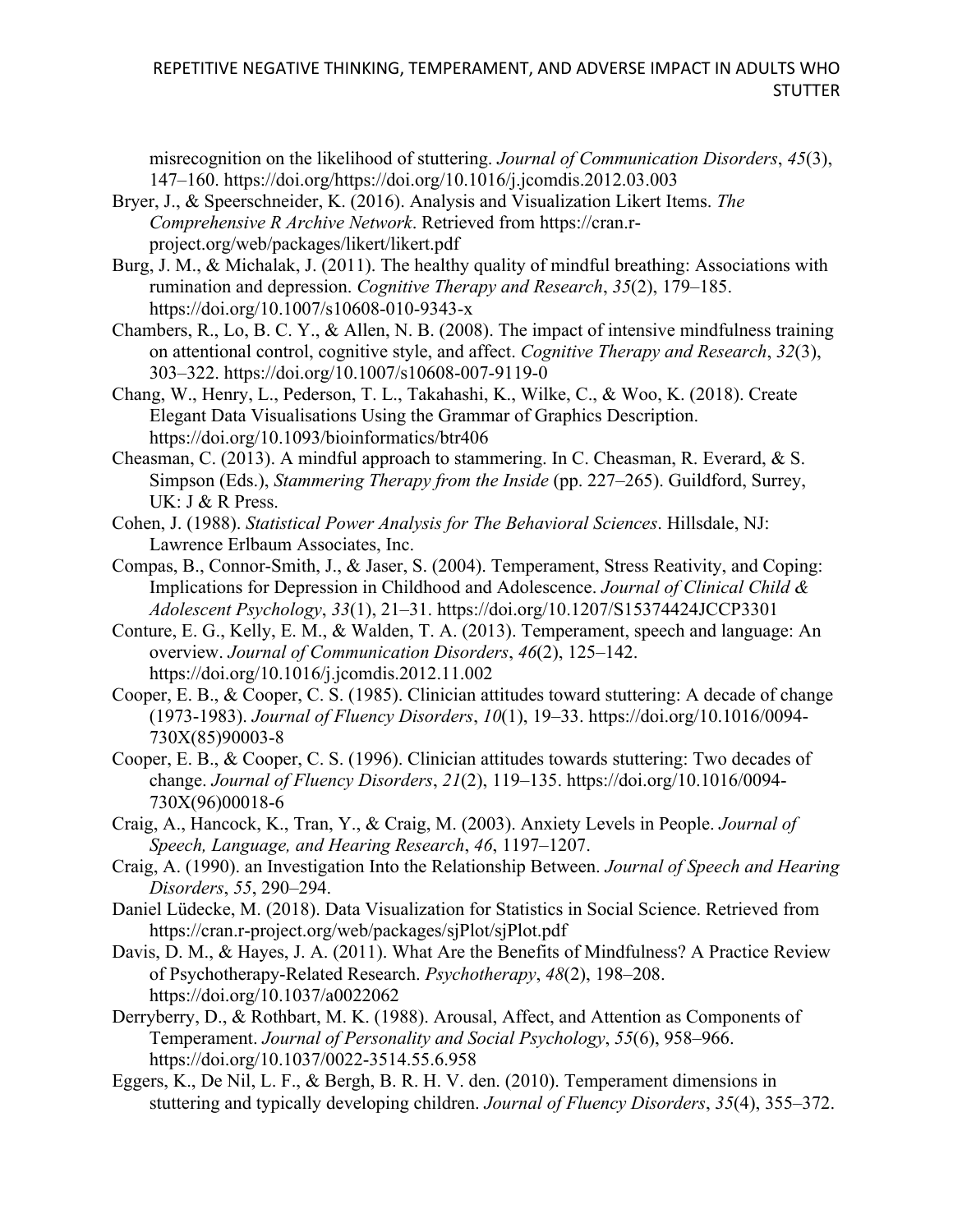misrecognition on the likelihood of stuttering. *Journal of Communication Disorders*, *45*(3), 147–160. https://doi.org/https://doi.org/10.1016/j.jcomdis.2012.03.003

Bryer, J., & Speerschneider, K. (2016). Analysis and Visualization Likert Items. *The Comprehensive R Archive Network*. Retrieved from https://cran.r-project.org/web/packages/likert/likert.pdf

Burg, J. M., & Michalak, J. (2011). The healthy quality of mindful breathing: Associations with rumination and depression. *Cognitive Therapy and Research*, *35*(2), 179–185. https://doi.org/10.1007/s10608-010-9343-x

Chambers, R., Lo, B. C. Y., & Allen, N. B. (2008). The impact of intensive mindfulness training on attentional control, cognitive style, and affect. *Cognitive Therapy and Research*, *32*(3), 303–322. https://doi.org/10.1007/s10608-007-9119-0

Chang, W., Henry, L., Pederson, T. L., Takahashi, K., Wilke, C., & Woo, K. (2018). Create Elegant Data Visualisations Using the Grammar of Graphics Description. https://doi.org/10.1093/bioinformatics/btr406

Cheasman, C. (2013). A mindful approach to stammering. In C. Cheasman, R. Everard, & S. Simpson (Eds.), *Stammering Therapy from the Inside* (pp. 227–265). Guildford, Surrey, UK: J & R Press.

Cohen, J. (1988). *Statistical Power Analysis for The Behavioral Sciences*. Hillsdale, NJ: Lawrence Erlbaum Associates, Inc.

Compas, B., Connor-Smith, J., & Jaser, S. (2004). Temperament, Stress Reativity, and Coping: Implications for Depression in Childhood and Adolescence. *Journal of Clinical Child & Adolescent Psychology*, *33*(1), 21–31. https://doi.org/10.1207/S15374424JCCP3301

Conture, E. G., Kelly, E. M., & Walden, T. A. (2013). Temperament, speech and language: An overview. *Journal of Communication Disorders*, *46*(2), 125–142. https://doi.org/10.1016/j.jcomdis.2012.11.002

Cooper, E. B., & Cooper, C. S. (1985). Clinician attitudes toward stuttering: A decade of change (1973-1983). *Journal of Fluency Disorders*, *10*(1), 19–33. https://doi.org/10.1016/0094-730X(85)90003-8

Cooper, E. B., & Cooper, C. S. (1996). Clinician attitudes towards stuttering: Two decades of change. *Journal of Fluency Disorders*, *21*(2), 119–135. https://doi.org/10.1016/0094-730X(96)00018-6

Craig, A., Hancock, K., Tran, Y., & Craig, M. (2003). Anxiety Levels in People. *Journal of Speech, Language, and Hearing Research*, *46*, 1197–1207.

Craig, A. (1990). an Investigation Into the Relationship Between. *Journal of Speech and Hearing Disorders*, *55*, 290–294.

Daniel Lüdecke, M. (2018). Data Visualization for Statistics in Social Science. Retrieved from https://cran.r-project.org/web/packages/sjPlot/sjPlot.pdf

Davis, D. M., & Hayes, J. A. (2011). What Are the Benefits of Mindfulness? A Practice Review of Psychotherapy-Related Research. *Psychotherapy*, *48*(2), 198–208. https://doi.org/10.1037/a0022062

Derryberry, D., & Rothbart, M. K. (1988). Arousal, Affect, and Attention as Components of Temperament. *Journal of Personality and Social Psychology*, *55*(6), 958–966. https://doi.org/10.1037/0022-3514.55.6.958

Eggers, K., De Nil, L. F., & Bergh, B. R. H. V. den. (2010). Temperament dimensions in stuttering and typically developing children. *Journal of Fluency Disorders*, *35*(4), 355–372.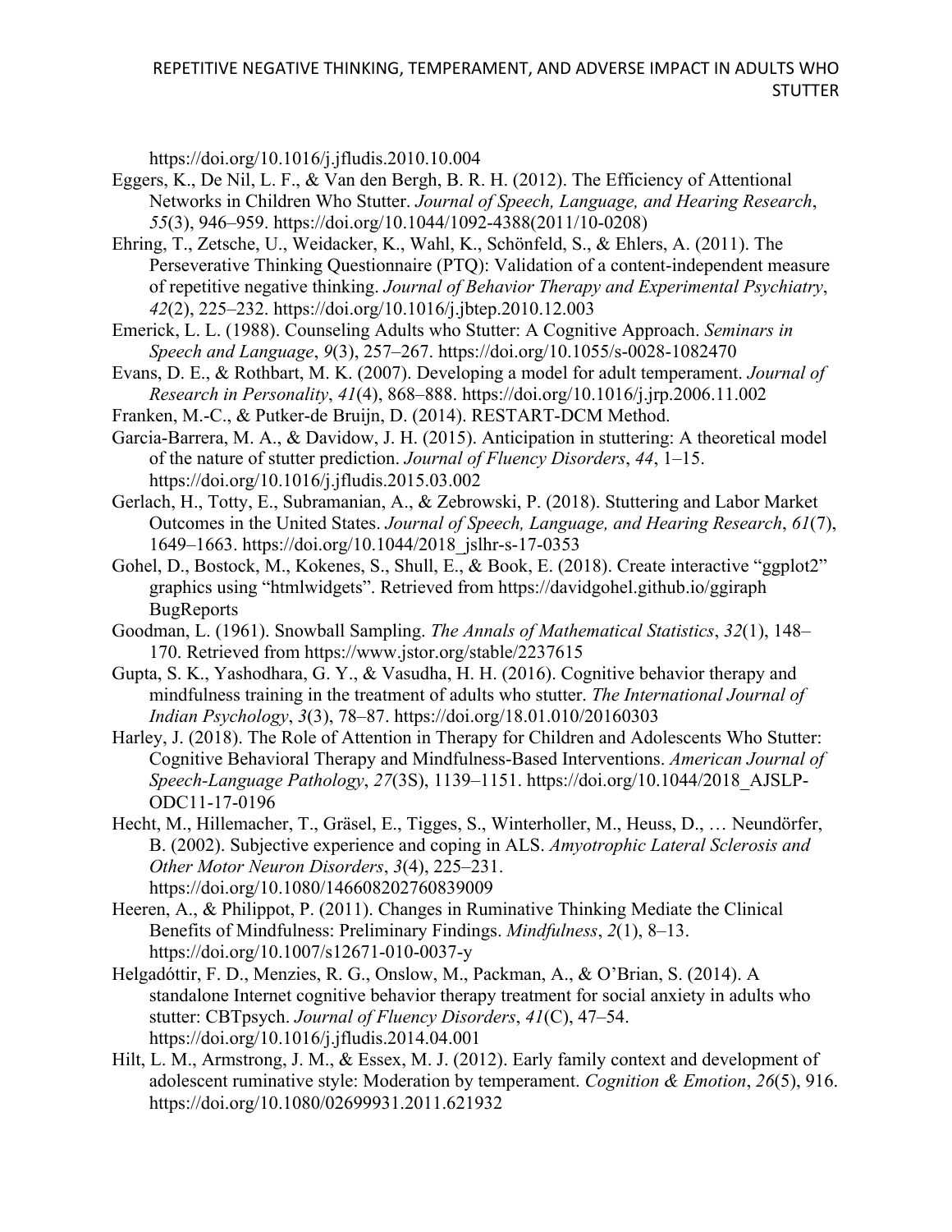https://doi.org/10.1016/j.jfludis.2010.10.004

Eggers, K., De Nil, L. F., & Van den Bergh, B. R. H. (2012). The Efficiency of Attentional Networks in Children Who Stutter. *Journal of Speech, Language, and Hearing Research*, *55*(3), 946–959. https://doi.org/10.1044/1092-4388(2011/10-0208)

Ehring, T., Zetsche, U., Weidacker, K., Wahl, K., Schönfeld, S., & Ehlers, A. (2011). The Perseverative Thinking Questionnaire (PTQ): Validation of a content-independent measure of repetitive negative thinking. *Journal of Behavior Therapy and Experimental Psychiatry*, *42*(2), 225–232. https://doi.org/10.1016/j.jbtep.2010.12.003

Emerick, L. L. (1988). Counseling Adults who Stutter: A Cognitive Approach. *Seminars in Speech and Language*, *9*(3), 257–267. https://doi.org/10.1055/s-0028-1082470

Evans, D. E., & Rothbart, M. K. (2007). Developing a model for adult temperament. *Journal of Research in Personality*, *41*(4), 868–888. https://doi.org/10.1016/j.jrp.2006.11.002

Franken, M.-C., & Putker-de Bruijn, D. (2014). RESTART-DCM Method.

Garcia-Barrera, M. A., & Davidow, J. H. (2015). Anticipation in stuttering: A theoretical model of the nature of stutter prediction. *Journal of Fluency Disorders*, *44*, 1–15. https://doi.org/10.1016/j.jfludis.2015.03.002

Gerlach, H., Totty, E., Subramanian, A., & Zebrowski, P. (2018). Stuttering and Labor Market Outcomes in the United States. *Journal of Speech, Language, and Hearing Research*, *61*(7), 1649–1663. https://doi.org/10.1044/2018_jslhr-s-17-0353

Gohel, D., Bostock, M., Kokenes, S., Shull, E., & Book, E. (2018). Create interactive "ggplot2" graphics using "htmlwidgets". Retrieved from https://davidgohel.github.io/ggiraph BugReports

Goodman, L. (1961). Snowball Sampling. *The Annals of Mathematical Statistics*, *32*(1), 148–170. Retrieved from https://www.jstor.org/stable/2237615

Gupta, S. K., Yashodhara, G. Y., & Vasudha, H. H. (2016). Cognitive behavior therapy and mindfulness training in the treatment of adults who stutter. *The International Journal of Indian Psychology*, *3*(3), 78–87. https://doi.org/18.01.010/20160303

Harley, J. (2018). The Role of Attention in Therapy for Children and Adolescents Who Stutter: Cognitive Behavioral Therapy and Mindfulness-Based Interventions. *American Journal of Speech-Language Pathology*, *27*(3S), 1139–1151. https://doi.org/10.1044/2018_AJSLP-ODC11-17-0196

Hecht, M., Hillemacher, T., Gräsel, E., Tigges, S., Winterholler, M., Heuss, D., … Neundörfer, B. (2002). Subjective experience and coping in ALS. *Amyotrophic Lateral Sclerosis and Other Motor Neuron Disorders*, *3*(4), 225–231. https://doi.org/10.1080/146608202760839009

Heeren, A., & Philippot, P. (2011). Changes in Ruminative Thinking Mediate the Clinical Benefits of Mindfulness: Preliminary Findings. *Mindfulness*, *2*(1), 8–13. https://doi.org/10.1007/s12671-010-0037-y

Helgadóttir, F. D., Menzies, R. G., Onslow, M., Packman, A., & O'Brian, S. (2014). A standalone Internet cognitive behavior therapy treatment for social anxiety in adults who stutter: CBTpsych. *Journal of Fluency Disorders*, *41*(C), 47–54. https://doi.org/10.1016/j.jfludis.2014.04.001

Hilt, L. M., Armstrong, J. M., & Essex, M. J. (2012). Early family context and development of adolescent ruminative style: Moderation by temperament. *Cognition & Emotion*, *26*(5), 916. https://doi.org/10.1080/02699931.2011.621932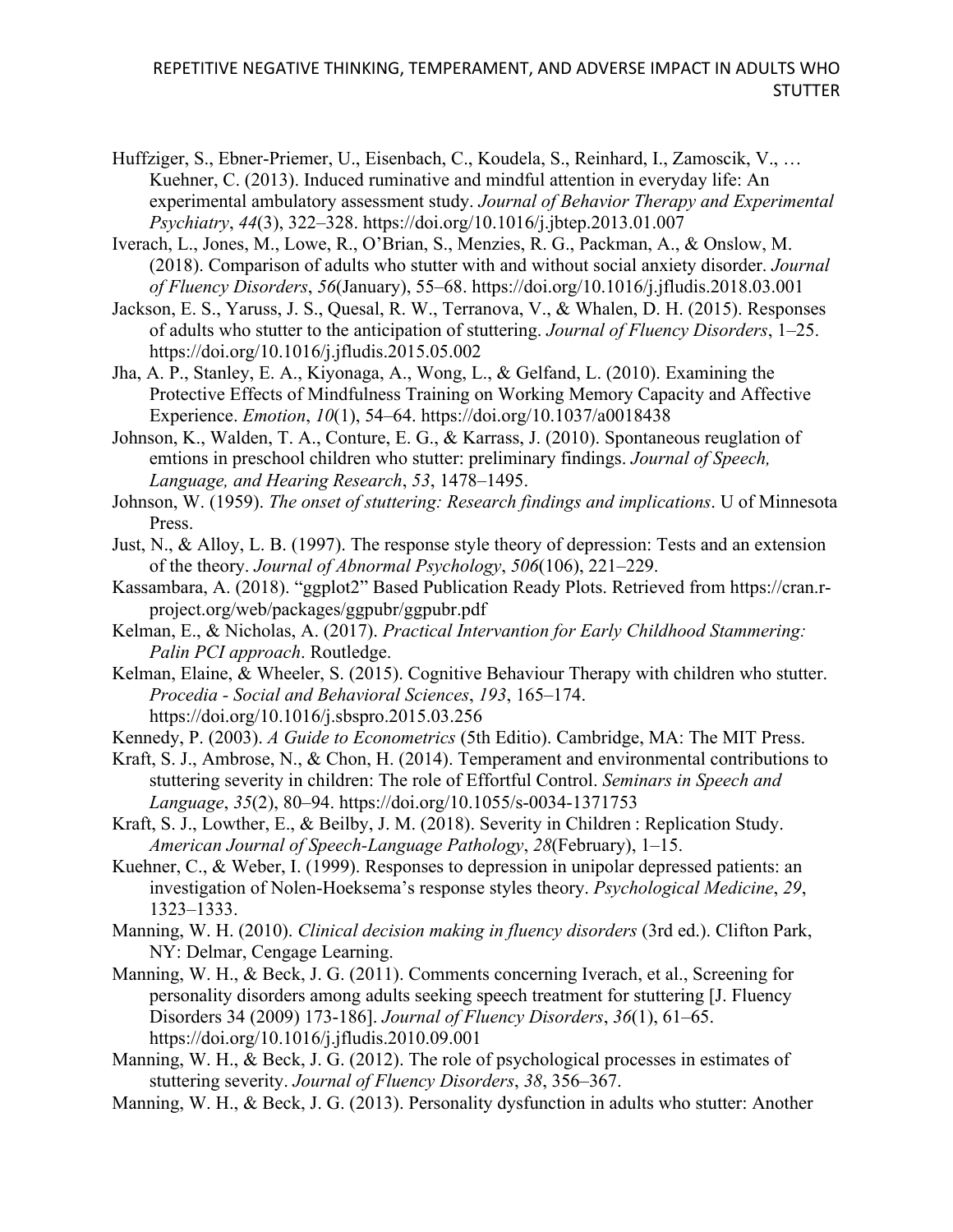Huffziger, S., Ebner-Priemer, U., Eisenbach, C., Koudela, S., Reinhard, I., Zamoscik, V., … Kuehner, C. (2013). Induced ruminative and mindful attention in everyday life: An experimental ambulatory assessment study. *Journal of Behavior Therapy and Experimental Psychiatry*, *44*(3), 322–328. https://doi.org/10.1016/j.jbtep.2013.01.007

Iverach, L., Jones, M., Lowe, R., O'Brian, S., Menzies, R. G., Packman, A., & Onslow, M. (2018). Comparison of adults who stutter with and without social anxiety disorder. *Journal of Fluency Disorders*, *56*(January), 55–68. https://doi.org/10.1016/j.jfludis.2018.03.001

Jackson, E. S., Yaruss, J. S., Quesal, R. W., Terranova, V., & Whalen, D. H. (2015). Responses of adults who stutter to the anticipation of stuttering. *Journal of Fluency Disorders*, 1–25. https://doi.org/10.1016/j.jfludis.2015.05.002

Jha, A. P., Stanley, E. A., Kiyonaga, A., Wong, L., & Gelfand, L. (2010). Examining the Protective Effects of Mindfulness Training on Working Memory Capacity and Affective Experience. *Emotion*, *10*(1), 54–64. https://doi.org/10.1037/a0018438

Johnson, K., Walden, T. A., Conture, E. G., & Karrass, J. (2010). Spontaneous reuglation of emtions in preschool children who stutter: preliminary findings. *Journal of Speech, Language, and Hearing Research*, *53*, 1478–1495.

Johnson, W. (1959). *The onset of stuttering: Research findings and implications*. U of Minnesota Press.

Just, N., & Alloy, L. B. (1997). The response style theory of depression: Tests and an extension of the theory. *Journal of Abnormal Psychology*, *506*(106), 221–229.

Kassambara, A. (2018). "ggplot2" Based Publication Ready Plots. Retrieved from https://cran.r-project.org/web/packages/ggpubr/ggpubr.pdf

Kelman, E., & Nicholas, A. (2017). *Practical Intervantion for Early Childhood Stammering: Palin PCI approach*. Routledge.

Kelman, Elaine, & Wheeler, S. (2015). Cognitive Behaviour Therapy with children who stutter. *Procedia - Social and Behavioral Sciences*, *193*, 165–174. https://doi.org/10.1016/j.sbspro.2015.03.256

Kennedy, P. (2003). *A Guide to Econometrics* (5th Editio). Cambridge, MA: The MIT Press.

Kraft, S. J., Ambrose, N., & Chon, H. (2014). Temperament and environmental contributions to stuttering severity in children: The role of Effortful Control. *Seminars in Speech and Language*, *35*(2), 80–94. https://doi.org/10.1055/s-0034-1371753

Kraft, S. J., Lowther, E., & Beilby, J. M. (2018). Severity in Children : Replication Study. *American Journal of Speech-Language Pathology*, *28*(February), 1–15.

Kuehner, C., & Weber, I. (1999). Responses to depression in unipolar depressed patients: an investigation of Nolen-Hoeksema's response styles theory. *Psychological Medicine*, *29*, 1323–1333.

Manning, W. H. (2010). *Clinical decision making in fluency disorders* (3rd ed.). Clifton Park, NY: Delmar, Cengage Learning.

Manning, W. H., & Beck, J. G. (2011). Comments concerning Iverach, et al., Screening for personality disorders among adults seeking speech treatment for stuttering [J. Fluency Disorders 34 (2009) 173-186]. *Journal of Fluency Disorders*, *36*(1), 61–65. https://doi.org/10.1016/j.jfludis.2010.09.001

Manning, W. H., & Beck, J. G. (2012). The role of psychological processes in estimates of stuttering severity. *Journal of Fluency Disorders*, *38*, 356–367.

Manning, W. H., & Beck, J. G. (2013). Personality dysfunction in adults who stutter: Another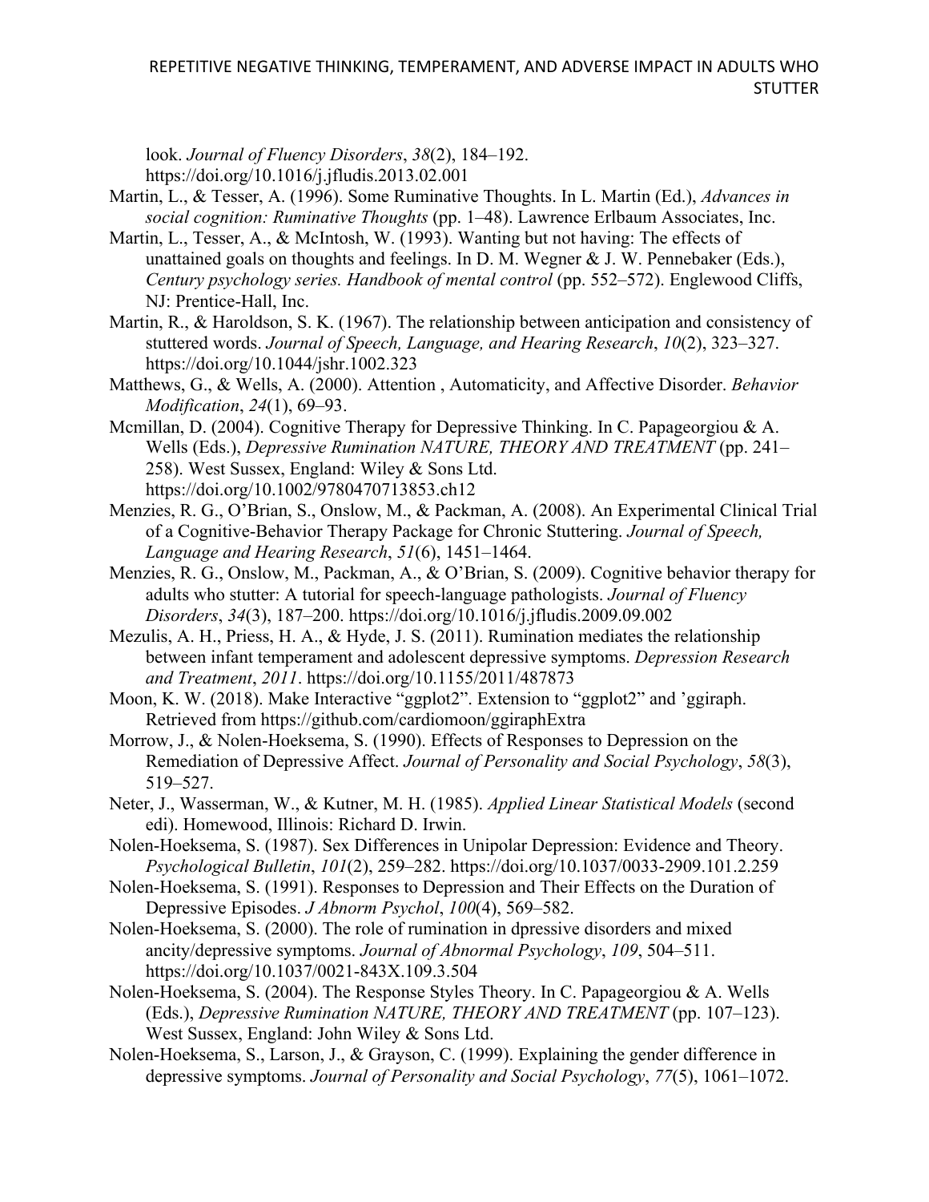look. *Journal of Fluency Disorders*, *38*(2), 184–192. https://doi.org/10.1016/j.jfludis.2013.02.001

Martin, L., & Tesser, A. (1996). Some Ruminative Thoughts. In L. Martin (Ed.), *Advances in social cognition: Ruminative Thoughts* (pp. 1–48). Lawrence Erlbaum Associates, Inc.

Martin, L., Tesser, A., & McIntosh, W. (1993). Wanting but not having: The effects of unattained goals on thoughts and feelings. In D. M. Wegner & J. W. Pennebaker (Eds.), *Century psychology series. Handbook of mental control* (pp. 552–572). Englewood Cliffs, NJ: Prentice-Hall, Inc.

Martin, R., & Haroldson, S. K. (1967). The relationship between anticipation and consistency of stuttered words. *Journal of Speech, Language, and Hearing Research*, *10*(2), 323–327. https://doi.org/10.1044/jshr.1002.323

Matthews, G., & Wells, A. (2000). Attention , Automaticity, and Affective Disorder. *Behavior Modification*, *24*(1), 69–93.

Mcmillan, D. (2004). Cognitive Therapy for Depressive Thinking. In C. Papageorgiou & A. Wells (Eds.), *Depressive Rumination NATURE, THEORY AND TREATMENT* (pp. 241–258). West Sussex, England: Wiley & Sons Ltd. https://doi.org/10.1002/9780470713853.ch12

Menzies, R. G., O'Brian, S., Onslow, M., & Packman, A. (2008). An Experimental Clinical Trial of a Cognitive-Behavior Therapy Package for Chronic Stuttering. *Journal of Speech, Language and Hearing Research*, *51*(6), 1451–1464.

Menzies, R. G., Onslow, M., Packman, A., & O'Brian, S. (2009). Cognitive behavior therapy for adults who stutter: A tutorial for speech-language pathologists. *Journal of Fluency Disorders*, *34*(3), 187–200. https://doi.org/10.1016/j.jfludis.2009.09.002

Mezulis, A. H., Priess, H. A., & Hyde, J. S. (2011). Rumination mediates the relationship between infant temperament and adolescent depressive symptoms. *Depression Research and Treatment*, *2011*. https://doi.org/10.1155/2011/487873

Moon, K. W. (2018). Make Interactive "ggplot2". Extension to "ggplot2" and 'ggiraph. Retrieved from https://github.com/cardiomoon/ggiraphExtra

Morrow, J., & Nolen-Hoeksema, S. (1990). Effects of Responses to Depression on the Remediation of Depressive Affect. *Journal of Personality and Social Psychology*, *58*(3), 519–527.

Neter, J., Wasserman, W., & Kutner, M. H. (1985). *Applied Linear Statistical Models* (second edi). Homewood, Illinois: Richard D. Irwin.

Nolen-Hoeksema, S. (1987). Sex Differences in Unipolar Depression: Evidence and Theory. *Psychological Bulletin*, *101*(2), 259–282. https://doi.org/10.1037/0033-2909.101.2.259

Nolen-Hoeksema, S. (1991). Responses to Depression and Their Effects on the Duration of Depressive Episodes. *J Abnorm Psychol*, *100*(4), 569–582.

Nolen-Hoeksema, S. (2000). The role of rumination in dpressive disorders and mixed ancity/depressive symptoms. *Journal of Abnormal Psychology*, *109*, 504–511. https://doi.org/10.1037/0021-843X.109.3.504

Nolen-Hoeksema, S. (2004). The Response Styles Theory. In C. Papageorgiou & A. Wells (Eds.), *Depressive Rumination NATURE, THEORY AND TREATMENT* (pp. 107–123). West Sussex, England: John Wiley & Sons Ltd.

Nolen-Hoeksema, S., Larson, J., & Grayson, C. (1999). Explaining the gender difference in depressive symptoms. *Journal of Personality and Social Psychology*, *77*(5), 1061–1072.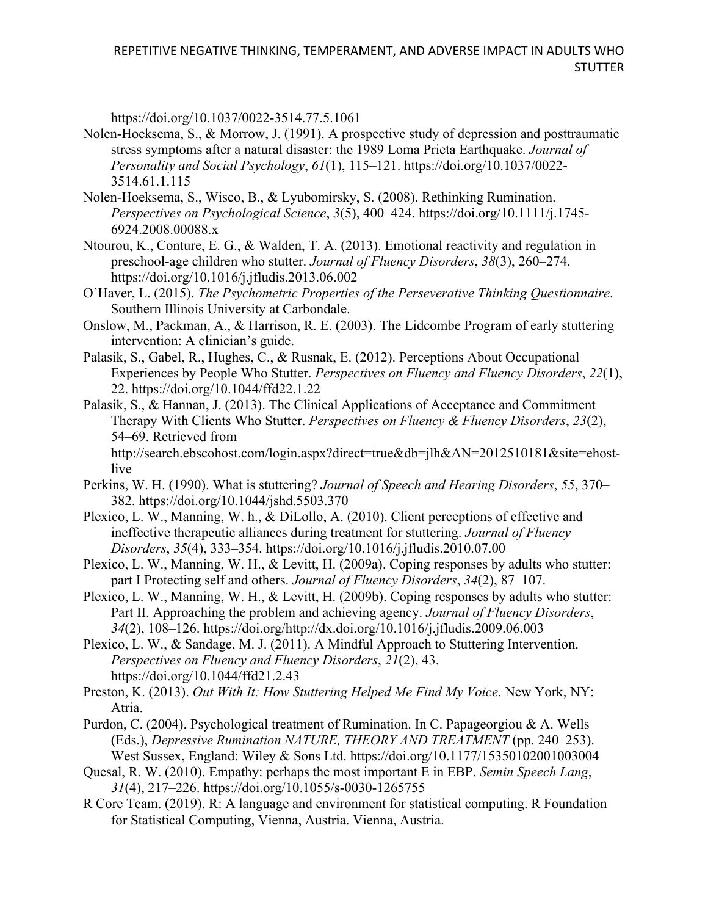https://doi.org/10.1037/0022-3514.77.5.1061

Nolen-Hoeksema, S., & Morrow, J. (1991). A prospective study of depression and posttraumatic stress symptoms after a natural disaster: the 1989 Loma Prieta Earthquake. *Journal of Personality and Social Psychology*, *61*(1), 115–121. https://doi.org/10.1037/0022-3514.61.1.115

Nolen-Hoeksema, S., Wisco, B., & Lyubomirsky, S. (2008). Rethinking Rumination. *Perspectives on Psychological Science*, *3*(5), 400–424. https://doi.org/10.1111/j.1745-6924.2008.00088.x

Ntourou, K., Conture, E. G., & Walden, T. A. (2013). Emotional reactivity and regulation in preschool-age children who stutter. *Journal of Fluency Disorders*, *38*(3), 260–274. https://doi.org/10.1016/j.jfludis.2013.06.002

O'Haver, L. (2015). *The Psychometric Properties of the Perseverative Thinking Questionnaire*. Southern Illinois University at Carbondale.

Onslow, M., Packman, A., & Harrison, R. E. (2003). The Lidcombe Program of early stuttering intervention: A clinician's guide.

Palasik, S., Gabel, R., Hughes, C., & Rusnak, E. (2012). Perceptions About Occupational Experiences by People Who Stutter. *Perspectives on Fluency and Fluency Disorders*, *22*(1), 22. https://doi.org/10.1044/ffd22.1.22

Palasik, S., & Hannan, J. (2013). The Clinical Applications of Acceptance and Commitment Therapy With Clients Who Stutter. *Perspectives on Fluency & Fluency Disorders*, *23*(2), 54–69. Retrieved from http://search.ebscohost.com/login.aspx?direct=true&db=jlh&AN=2012510181&site=ehost-live

Perkins, W. H. (1990). What is stuttering? *Journal of Speech and Hearing Disorders*, *55*, 370–382. https://doi.org/10.1044/jshd.5503.370

Plexico, L. W., Manning, W. h., & DiLollo, A. (2010). Client perceptions of effective and ineffective therapeutic alliances during treatment for stuttering. *Journal of Fluency Disorders*, *35*(4), 333–354. https://doi.org/10.1016/j.jfludis.2010.07.00

Plexico, L. W., Manning, W. H., & Levitt, H. (2009a). Coping responses by adults who stutter: part I Protecting self and others. *Journal of Fluency Disorders*, *34*(2), 87–107.

Plexico, L. W., Manning, W. H., & Levitt, H. (2009b). Coping responses by adults who stutter: Part II. Approaching the problem and achieving agency. *Journal of Fluency Disorders*, *34*(2), 108–126. https://doi.org/http://dx.doi.org/10.1016/j.jfludis.2009.06.003

Plexico, L. W., & Sandage, M. J. (2011). A Mindful Approach to Stuttering Intervention. *Perspectives on Fluency and Fluency Disorders*, *21*(2), 43. https://doi.org/10.1044/ffd21.2.43

Preston, K. (2013). *Out With It: How Stuttering Helped Me Find My Voice*. New York, NY: Atria.

Purdon, C. (2004). Psychological treatment of Rumination. In C. Papageorgiou & A. Wells (Eds.), *Depressive Rumination NATURE, THEORY AND TREATMENT* (pp. 240–253). West Sussex, England: Wiley & Sons Ltd. https://doi.org/10.1177/15350102001003004

Quesal, R. W. (2010). Empathy: perhaps the most important E in EBP. *Semin Speech Lang*, *31*(4), 217–226. https://doi.org/10.1055/s-0030-1265755

R Core Team. (2019). R: A language and environment for statistical computing. R Foundation for Statistical Computing, Vienna, Austria. Vienna, Austria.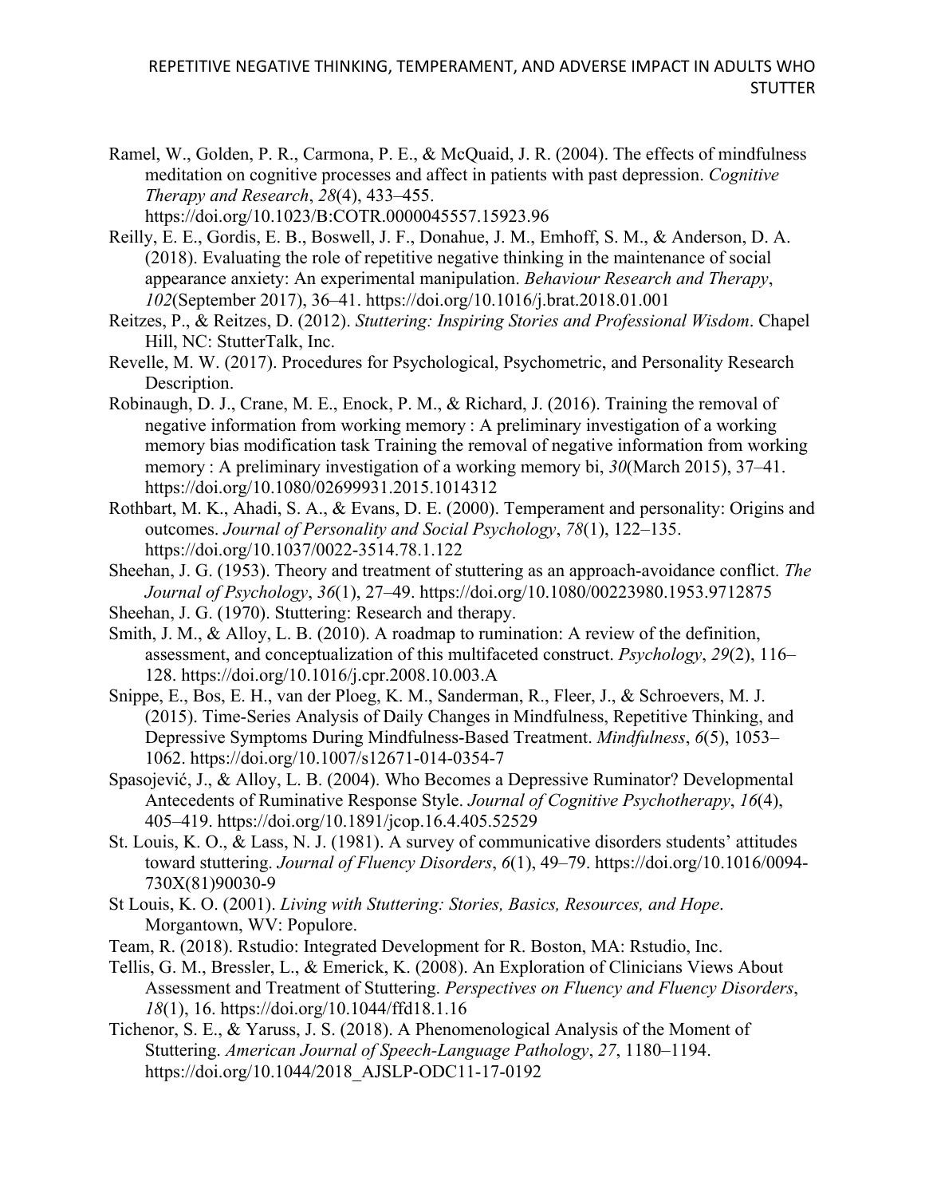Ramel, W., Golden, P. R., Carmona, P. E., & McQuaid, J. R. (2004). The effects of mindfulness meditation on cognitive processes and affect in patients with past depression. *Cognitive Therapy and Research*, *28*(4), 433–455. https://doi.org/10.1023/B:COTR.0000045557.15923.96

Reilly, E. E., Gordis, E. B., Boswell, J. F., Donahue, J. M., Emhoff, S. M., & Anderson, D. A. (2018). Evaluating the role of repetitive negative thinking in the maintenance of social appearance anxiety: An experimental manipulation. *Behaviour Research and Therapy*, *102*(September 2017), 36–41. https://doi.org/10.1016/j.brat.2018.01.001

Reitzes, P., & Reitzes, D. (2012). *Stuttering: Inspiring Stories and Professional Wisdom*. Chapel Hill, NC: StutterTalk, Inc.

Revelle, M. W. (2017). Procedures for Psychological, Psychometric, and Personality Research Description.

Robinaugh, D. J., Crane, M. E., Enock, P. M., & Richard, J. (2016). Training the removal of negative information from working memory : A preliminary investigation of a working memory bias modification task Training the removal of negative information from working memory : A preliminary investigation of a working memory bi, *30*(March 2015), 37–41. https://doi.org/10.1080/02699931.2015.1014312

Rothbart, M. K., Ahadi, S. A., & Evans, D. E. (2000). Temperament and personality: Origins and outcomes. *Journal of Personality and Social Psychology*, *78*(1), 122–135. https://doi.org/10.1037/0022-3514.78.1.122

Sheehan, J. G. (1953). Theory and treatment of stuttering as an approach-avoidance conflict. *The Journal of Psychology*, *36*(1), 27–49. https://doi.org/10.1080/00223980.1953.9712875

Sheehan, J. G. (1970). Stuttering: Research and therapy.

Smith, J. M., & Alloy, L. B. (2010). A roadmap to rumination: A review of the definition, assessment, and conceptualization of this multifaceted construct. *Psychology*, *29*(2), 116–128. https://doi.org/10.1016/j.cpr.2008.10.003.A

Snippe, E., Bos, E. H., van der Ploeg, K. M., Sanderman, R., Fleer, J., & Schroevers, M. J. (2015). Time-Series Analysis of Daily Changes in Mindfulness, Repetitive Thinking, and Depressive Symptoms During Mindfulness-Based Treatment. *Mindfulness*, *6*(5), 1053–1062. https://doi.org/10.1007/s12671-014-0354-7

Spasojević, J., & Alloy, L. B. (2004). Who Becomes a Depressive Ruminator? Developmental Antecedents of Ruminative Response Style. *Journal of Cognitive Psychotherapy*, *16*(4), 405–419. https://doi.org/10.1891/jcop.16.4.405.52529

St. Louis, K. O., & Lass, N. J. (1981). A survey of communicative disorders students' attitudes toward stuttering. *Journal of Fluency Disorders*, *6*(1), 49–79. https://doi.org/10.1016/0094-730X(81)90030-9

St Louis, K. O. (2001). *Living with Stuttering: Stories, Basics, Resources, and Hope*. Morgantown, WV: Populore.

Team, R. (2018). Rstudio: Integrated Development for R. Boston, MA: Rstudio, Inc.

Tellis, G. M., Bressler, L., & Emerick, K. (2008). An Exploration of Clinicians Views About Assessment and Treatment of Stuttering. *Perspectives on Fluency and Fluency Disorders*, *18*(1), 16. https://doi.org/10.1044/ffd18.1.16

Tichenor, S. E., & Yaruss, J. S. (2018). A Phenomenological Analysis of the Moment of Stuttering. *American Journal of Speech-Language Pathology*, *27*, 1180–1194. https://doi.org/10.1044/2018_AJSLP-ODC11-17-0192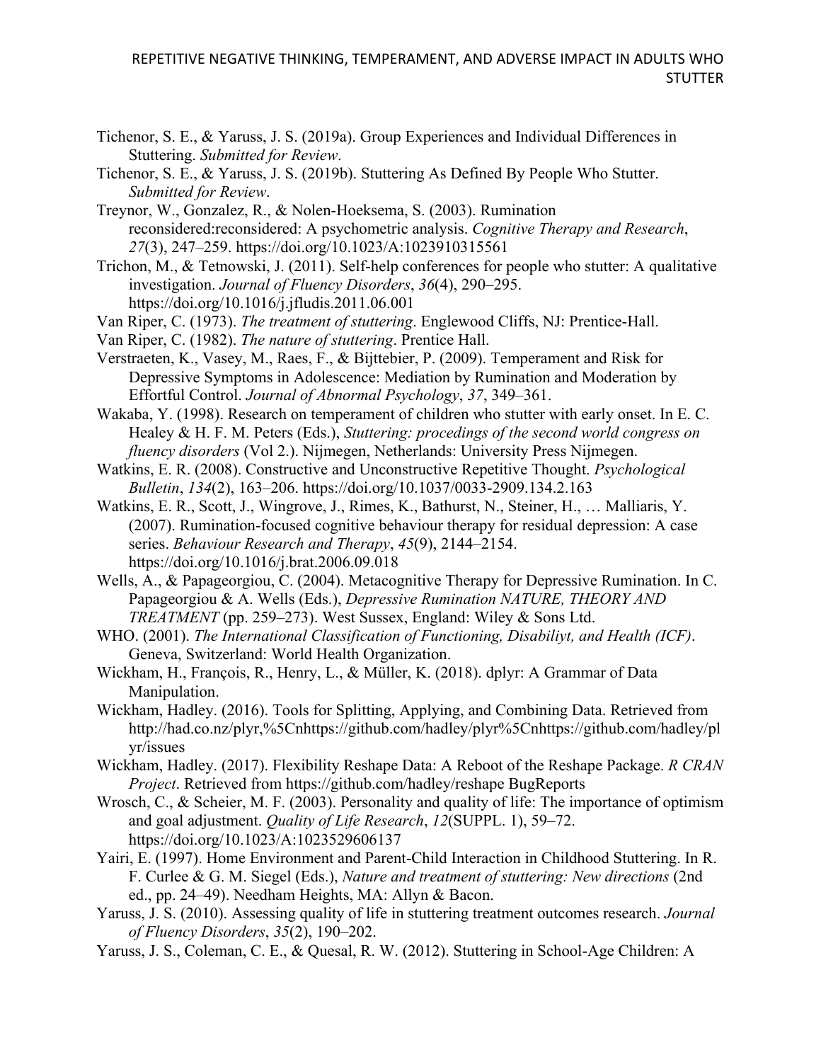Tichenor, S. E., & Yaruss, J. S. (2019a). Group Experiences and Individual Differences in Stuttering. *Submitted for Review*.

Tichenor, S. E., & Yaruss, J. S. (2019b). Stuttering As Defined By People Who Stutter. *Submitted for Review*.

Treynor, W., Gonzalez, R., & Nolen-Hoeksema, S. (2003). Rumination reconsidered:reconsidered: A psychometric analysis. *Cognitive Therapy and Research*, *27*(3), 247–259. https://doi.org/10.1023/A:1023910315561

Trichon, M., & Tetnowski, J. (2011). Self-help conferences for people who stutter: A qualitative investigation. *Journal of Fluency Disorders*, *36*(4), 290–295. https://doi.org/10.1016/j.jfludis.2011.06.001

Van Riper, C. (1973). *The treatment of stuttering*. Englewood Cliffs, NJ: Prentice-Hall.

Van Riper, C. (1982). *The nature of stuttering*. Prentice Hall.

Verstraeten, K., Vasey, M., Raes, F., & Bijttebier, P. (2009). Temperament and Risk for Depressive Symptoms in Adolescence: Mediation by Rumination and Moderation by Effortful Control. *Journal of Abnormal Psychology*, *37*, 349–361.

Wakaba, Y. (1998). Research on temperament of children who stutter with early onset. In E. C. Healey & H. F. M. Peters (Eds.), *Stuttering: procedings of the second world congress on fluency disorders* (Vol 2.). Nijmegen, Netherlands: University Press Nijmegen.

Watkins, E. R. (2008). Constructive and Unconstructive Repetitive Thought. *Psychological Bulletin*, *134*(2), 163–206. https://doi.org/10.1037/0033-2909.134.2.163

Watkins, E. R., Scott, J., Wingrove, J., Rimes, K., Bathurst, N., Steiner, H., … Malliaris, Y. (2007). Rumination-focused cognitive behaviour therapy for residual depression: A case series. *Behaviour Research and Therapy*, *45*(9), 2144–2154. https://doi.org/10.1016/j.brat.2006.09.018

Wells, A., & Papageorgiou, C. (2004). Metacognitive Therapy for Depressive Rumination. In C. Papageorgiou & A. Wells (Eds.), *Depressive Rumination NATURE, THEORY AND TREATMENT* (pp. 259–273). West Sussex, England: Wiley & Sons Ltd.

WHO. (2001). *The International Classification of Functioning, Disabiliyt, and Health (ICF)*. Geneva, Switzerland: World Health Organization.

Wickham, H., François, R., Henry, L., & Müller, K. (2018). dplyr: A Grammar of Data Manipulation.

Wickham, Hadley. (2016). Tools for Splitting, Applying, and Combining Data. Retrieved from http://had.co.nz/plyr,%5Cnhttps://github.com/hadley/plyr%5Cnhttps://github.com/hadley/plyr/issues

Wickham, Hadley. (2017). Flexibility Reshape Data: A Reboot of the Reshape Package. *R CRAN Project*. Retrieved from https://github.com/hadley/reshape BugReports

Wrosch, C., & Scheier, M. F. (2003). Personality and quality of life: The importance of optimism and goal adjustment. *Quality of Life Research*, *12*(SUPPL. 1), 59–72. https://doi.org/10.1023/A:1023529606137

Yairi, E. (1997). Home Environment and Parent-Child Interaction in Childhood Stuttering. In R. F. Curlee & G. M. Siegel (Eds.), *Nature and treatment of stuttering: New directions* (2nd ed., pp. 24–49). Needham Heights, MA: Allyn & Bacon.

Yaruss, J. S. (2010). Assessing quality of life in stuttering treatment outcomes research. *Journal of Fluency Disorders*, *35*(2), 190–202.

Yaruss, J. S., Coleman, C. E., & Quesal, R. W. (2012). Stuttering in School-Age Children: A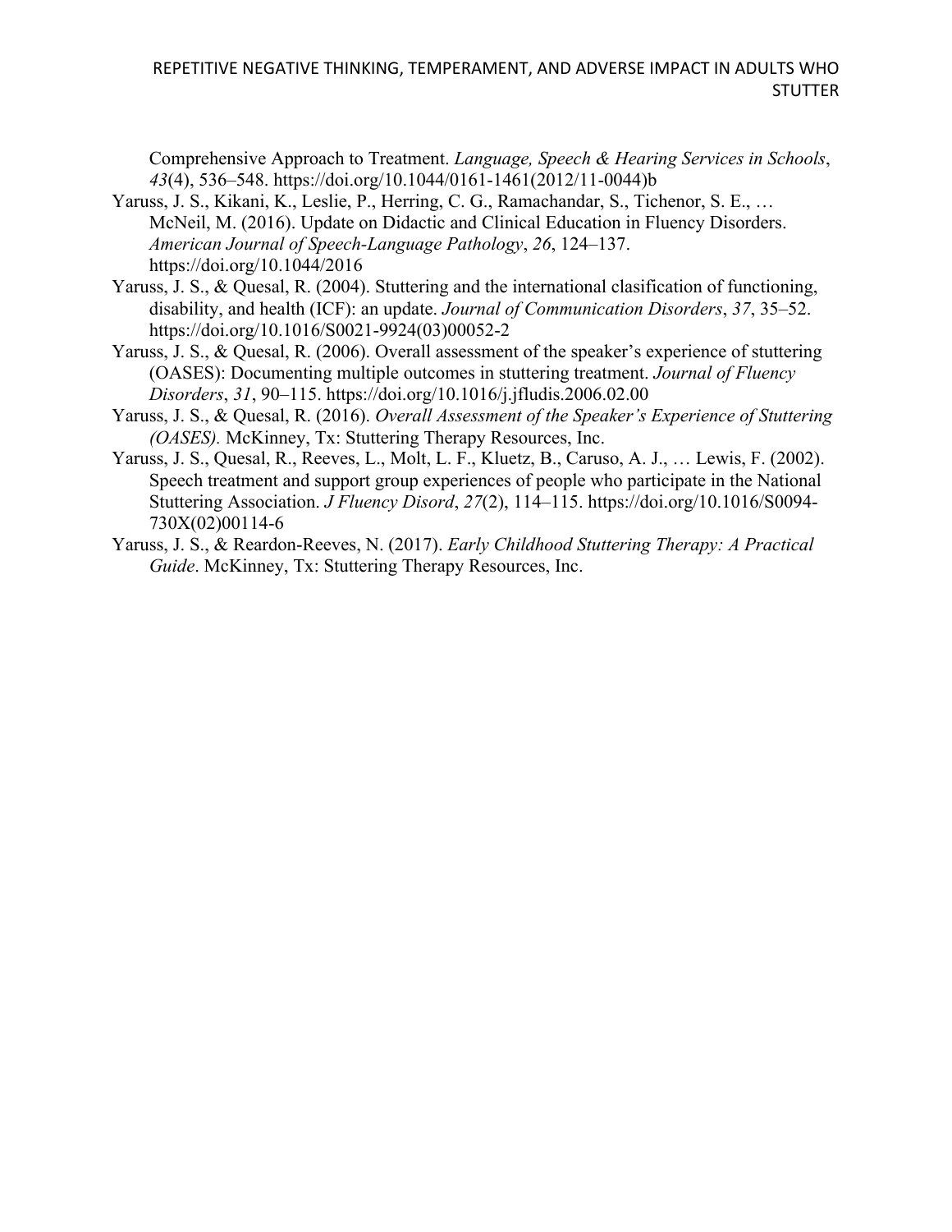Comprehensive Approach to Treatment. *Language, Speech & Hearing Services in Schools*, *43*(4), 536–548. https://doi.org/10.1044/0161-1461(2012/11-0044)b

Yaruss, J. S., Kikani, K., Leslie, P., Herring, C. G., Ramachandar, S., Tichenor, S. E., … McNeil, M. (2016). Update on Didactic and Clinical Education in Fluency Disorders. *American Journal of Speech-Language Pathology*, *26*, 124–137. https://doi.org/10.1044/2016

Yaruss, J. S., & Quesal, R. (2004). Stuttering and the international clasification of functioning, disability, and health (ICF): an update. *Journal of Communication Disorders*, *37*, 35–52. https://doi.org/10.1016/S0021-9924(03)00052-2

Yaruss, J. S., & Quesal, R. (2006). Overall assessment of the speaker's experience of stuttering (OASES): Documenting multiple outcomes in stuttering treatment. *Journal of Fluency Disorders*, *31*, 90–115. https://doi.org/10.1016/j.jfludis.2006.02.00

Yaruss, J. S., & Quesal, R. (2016). *Overall Assessment of the Speaker's Experience of Stuttering (OASES).* McKinney, Tx: Stuttering Therapy Resources, Inc.

Yaruss, J. S., Quesal, R., Reeves, L., Molt, L. F., Kluetz, B., Caruso, A. J., … Lewis, F. (2002). Speech treatment and support group experiences of people who participate in the National Stuttering Association. *J Fluency Disord*, *27*(2), 114–115. https://doi.org/10.1016/S0094-730X(02)00114-6

Yaruss, J. S., & Reardon-Reeves, N. (2017). *Early Childhood Stuttering Therapy: A Practical Guide*. McKinney, Tx: Stuttering Therapy Resources, Inc.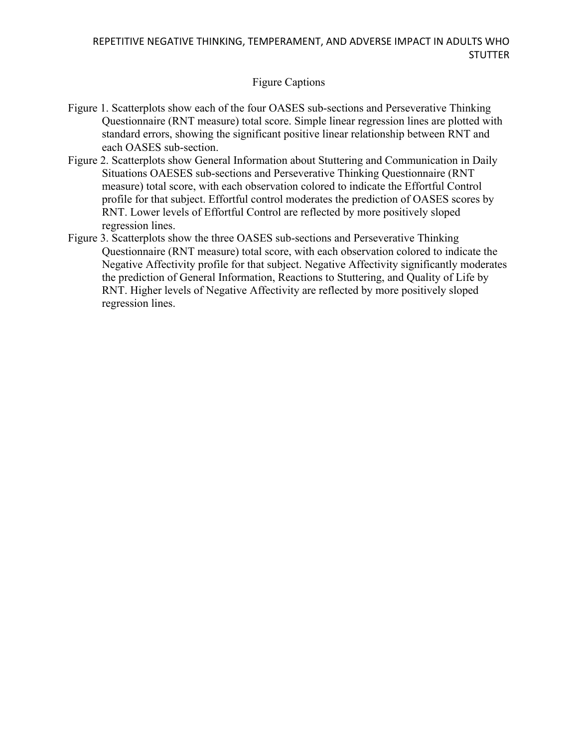# Figure Captions

Figure 1. Scatterplots show each of the four OASES sub-sections and Perseverative Thinking Questionnaire (RNT measure) total score. Simple linear regression lines are plotted with standard errors, showing the significant positive linear relationship between RNT and each OASES sub-section.

Figure 2. Scatterplots show General Information about Stuttering and Communication in Daily Situations OAESES sub-sections and Perseverative Thinking Questionnaire (RNT measure) total score, with each observation colored to indicate the Effortful Control profile for that subject. Effortful control moderates the prediction of OASES scores by RNT. Lower levels of Effortful Control are reflected by more positively sloped regression lines.

Figure 3. Scatterplots show the three OASES sub-sections and Perseverative Thinking Questionnaire (RNT measure) total score, with each observation colored to indicate the Negative Affectivity profile for that subject. Negative Affectivity significantly moderates the prediction of General Information, Reactions to Stuttering, and Quality of Life by RNT. Higher levels of Negative Affectivity are reflected by more positively sloped regression lines.